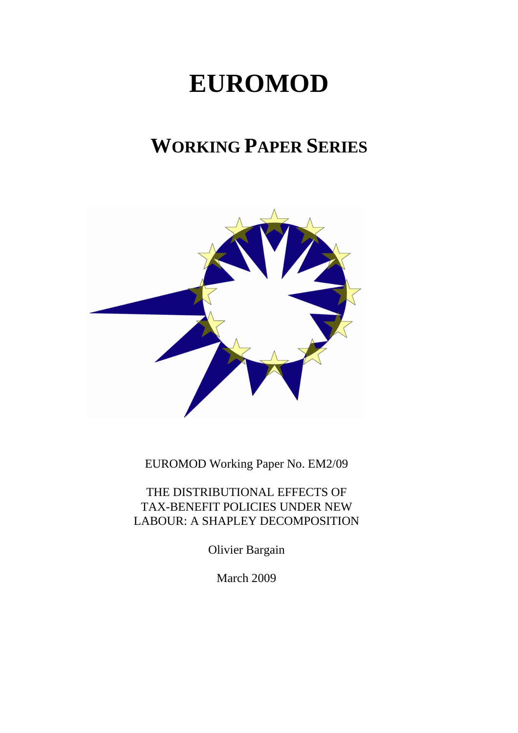# EUROMOD

## WORKING PAPER SERIES

EUROMOD Working Paper No. EM2/09

THE DISTRIBUTIONAL EFFECTS OF TAX-BENEFIT POLICIES UNDER NEW LABOUR: A SHAPLEY DECOMPOSITION

Olivier Bargain

March 2009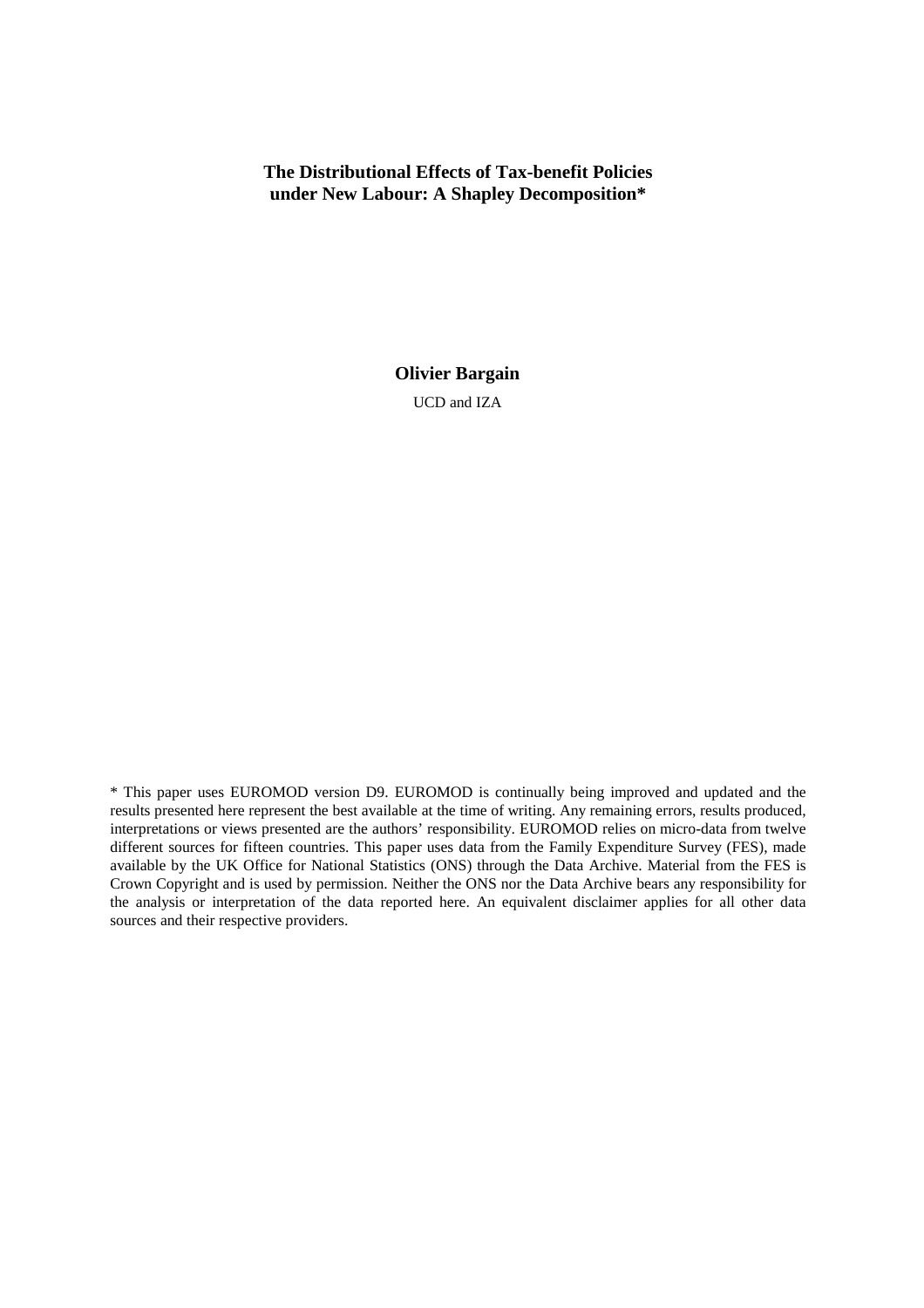**The Distributional Effects of Tax-benefit Policies under New Labour: A Shapley Decomposition***

**Olivier Bargain**

UCD and IZA

* This paper uses EUROMOD version D9. EUROMOD is continually being improved and updated and the results presented here represent the best available at the time of writing. Any remaining errors, results produced, interpretations or views presented are the authors' responsibility. EUROMOD relies on micro-data from twelve different sources for fifteen countries. This paper uses data from the Family Expenditure Survey (FES), made available by the UK Office for National Statistics (ONS) through the Data Archive. Material from the FES is Crown Copyright and is used by permission. Neither the ONS nor the Data Archive bears any responsibility for the analysis or interpretation of the data reported here. An equivalent disclaimer applies for all other data sources and their respective providers.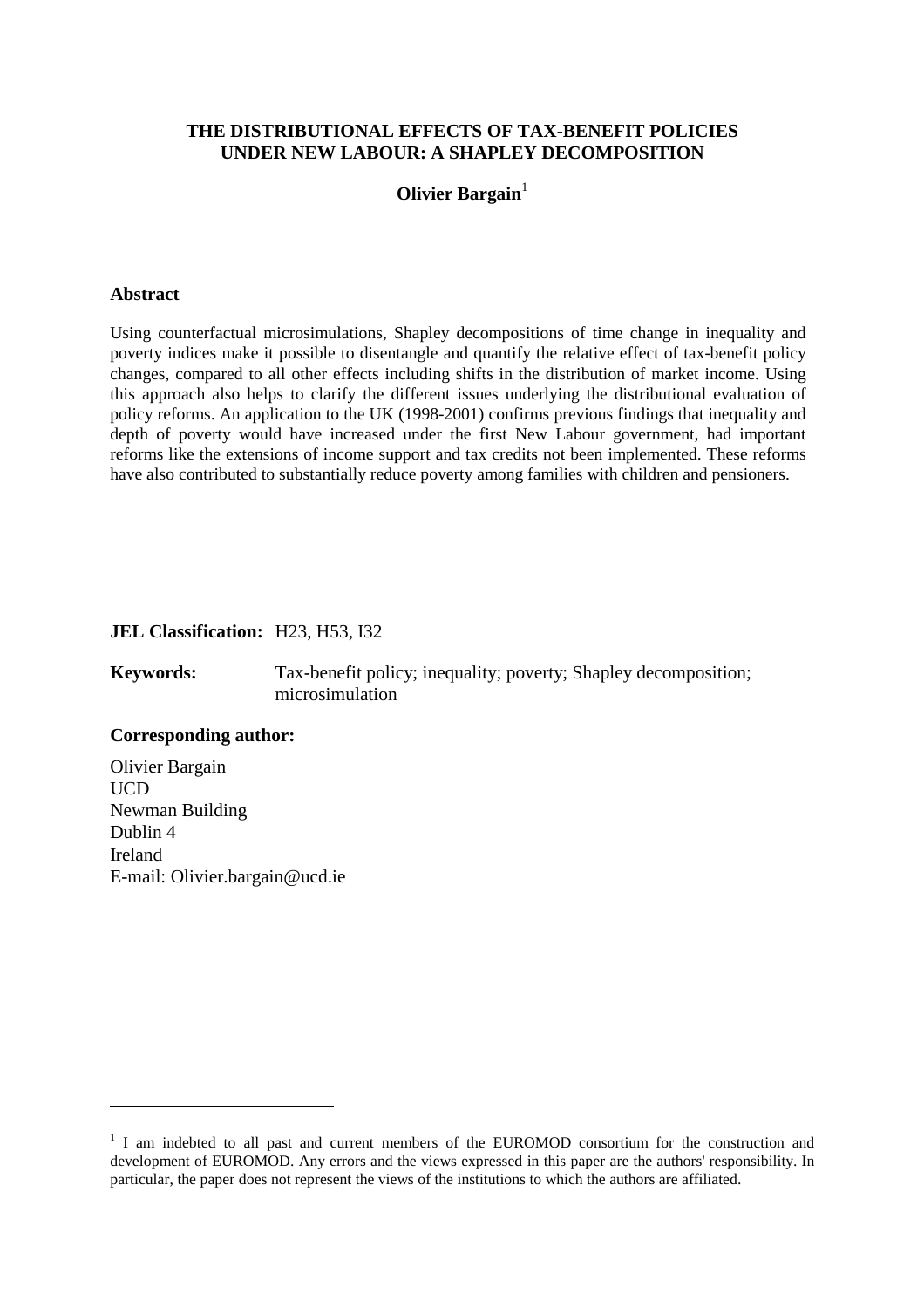# THE DISTRIBUTIONAL EFFECTS OF TAX-BENEFIT POLICIES UNDER NEW LABOUR: A SHAPLEY DECOMPOSITION

**Olivier Bargain**[1]

## Abstract

Using counterfactual microsimulations, Shapley decompositions of time change in inequality and poverty indices make it possible to disentangle and quantify the relative effect of tax-benefit policy changes, compared to all other effects including shifts in the distribution of market income. Using this approach also helps to clarify the different issues underlying the distributional evaluation of policy reforms. An application to the UK (1998-2001) confirms previous findings that inequality and depth of poverty would have increased under the first New Labour government, had important reforms like the extensions of income support and tax credits not been implemented. These reforms have also contributed to substantially reduce poverty among families with children and pensioners.

**JEL Classification:** H23, H53, I32

**Keywords:** Tax-benefit policy; inequality; poverty; Shapley decomposition; microsimulation

**Corresponding author:**

Olivier Bargain
UCD
Newman Building
Dublin 4
Ireland
E-mail: Olivier.bargain@ucd.ie

---

[1] I am indebted to all past and current members of the EUROMOD consortium for the construction and development of EUROMOD. Any errors and the views expressed in this paper are the authors' responsibility. In particular, the paper does not represent the views of the institutions to which the authors are affiliated.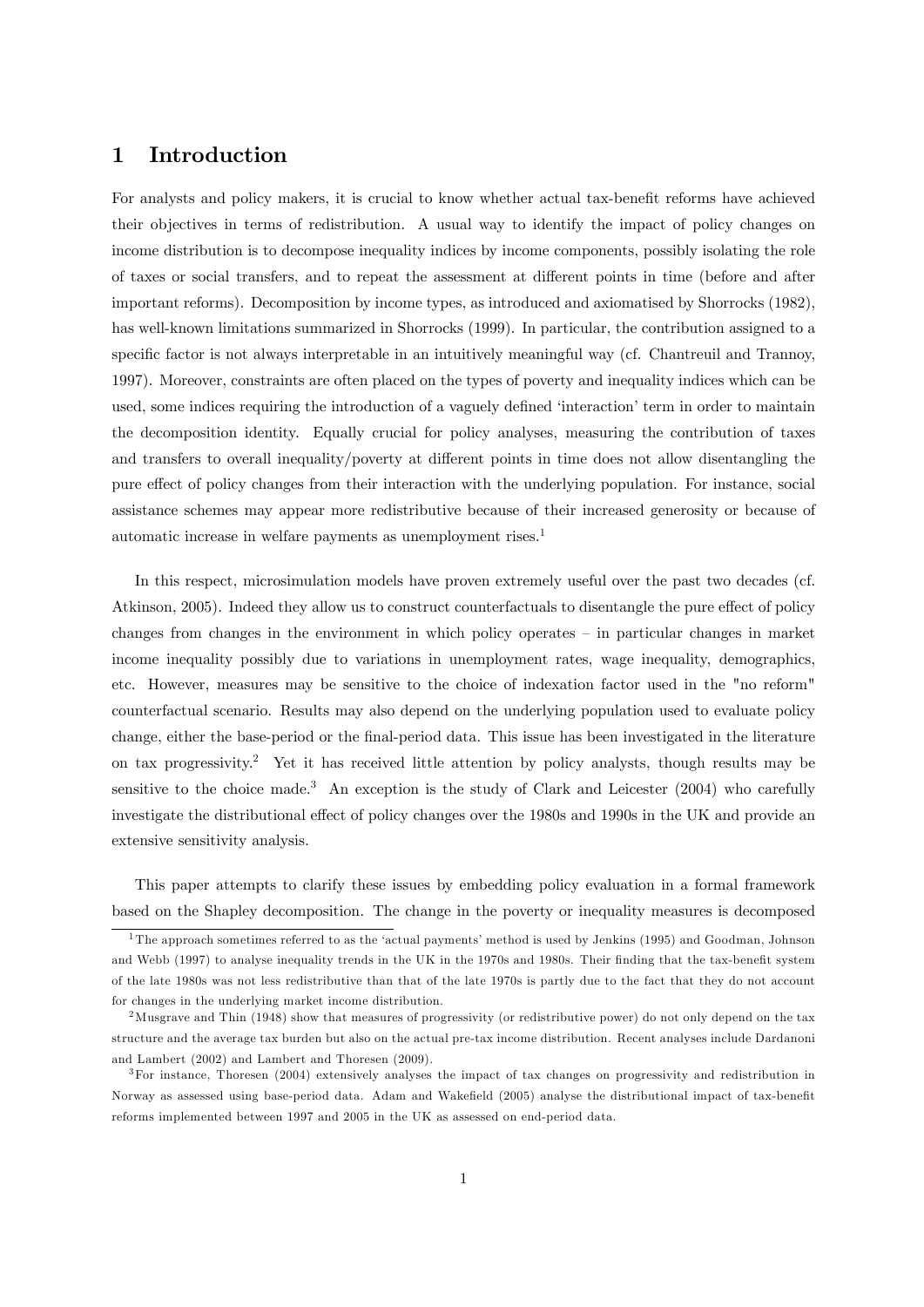# 1 Introduction

For analysts and policy makers, it is crucial to know whether actual tax-benefit reforms have achieved their objectives in terms of redistribution. A usual way to identify the impact of policy changes on income distribution is to decompose inequality indices by income components, possibly isolating the role of taxes or social transfers, and to repeat the assessment at different points in time (before and after important reforms). Decomposition by income types, as introduced and axiomatised by Shorrocks (1982), has well-known limitations summarized in Shorrocks (1999). In particular, the contribution assigned to a specific factor is not always interpretable in an intuitively meaningful way (cf. Chantreuil and Trannoy, 1997). Moreover, constraints are often placed on the types of poverty and inequality indices which can be used, some indices requiring the introduction of a vaguely defined 'interaction' term in order to maintain the decomposition identity. Equally crucial for policy analyses, measuring the contribution of taxes and transfers to overall inequality/poverty at different points in time does not allow disentangling the pure effect of policy changes from their interaction with the underlying population. For instance, social assistance schemes may appear more redistributive because of their increased generosity or because of automatic increase in welfare payments as unemployment rises.[1]

In this respect, microsimulation models have proven extremely useful over the past two decades (cf. Atkinson, 2005). Indeed they allow us to construct counterfactuals to disentangle the pure effect of policy changes from changes in the environment in which policy operates – in particular changes in market income inequality possibly due to variations in unemployment rates, wage inequality, demographics, etc. However, measures may be sensitive to the choice of indexation factor used in the "no reform" counterfactual scenario. Results may also depend on the underlying population used to evaluate policy change, either the base-period or the final-period data. This issue has been investigated in the literature on tax progressivity.[2] Yet it has received little attention by policy analysts, though results may be sensitive to the choice made.[3] An exception is the study of Clark and Leicester (2004) who carefully investigate the distributional effect of policy changes over the 1980s and 1990s in the UK and provide an extensive sensitivity analysis.

This paper attempts to clarify these issues by embedding policy evaluation in a formal framework based on the Shapley decomposition. The change in the poverty or inequality measures is decomposed

[1] The approach sometimes referred to as the 'actual payments' method is used by Jenkins (1995) and Goodman, Johnson and Webb (1997) to analyse inequality trends in the UK in the 1970s and 1980s. Their finding that the tax-benefit system of the late 1980s was not less redistributive than that of the late 1970s is partly due to the fact that they do not account for changes in the underlying market income distribution.

[2] Musgrave and Thin (1948) show that measures of progressivity (or redistributive power) do not only depend on the tax structure and the average tax burden but also on the actual pre-tax income distribution. Recent analyses include Dardanoni and Lambert (2002) and Lambert and Thoresen (2009).

[3] For instance, Thoresen (2004) extensively analyses the impact of tax changes on progressivity and redistribution in Norway as assessed using base-period data. Adam and Wakefield (2005) analyse the distributional impact of tax-benefit reforms implemented between 1997 and 2005 in the UK as assessed on end-period data.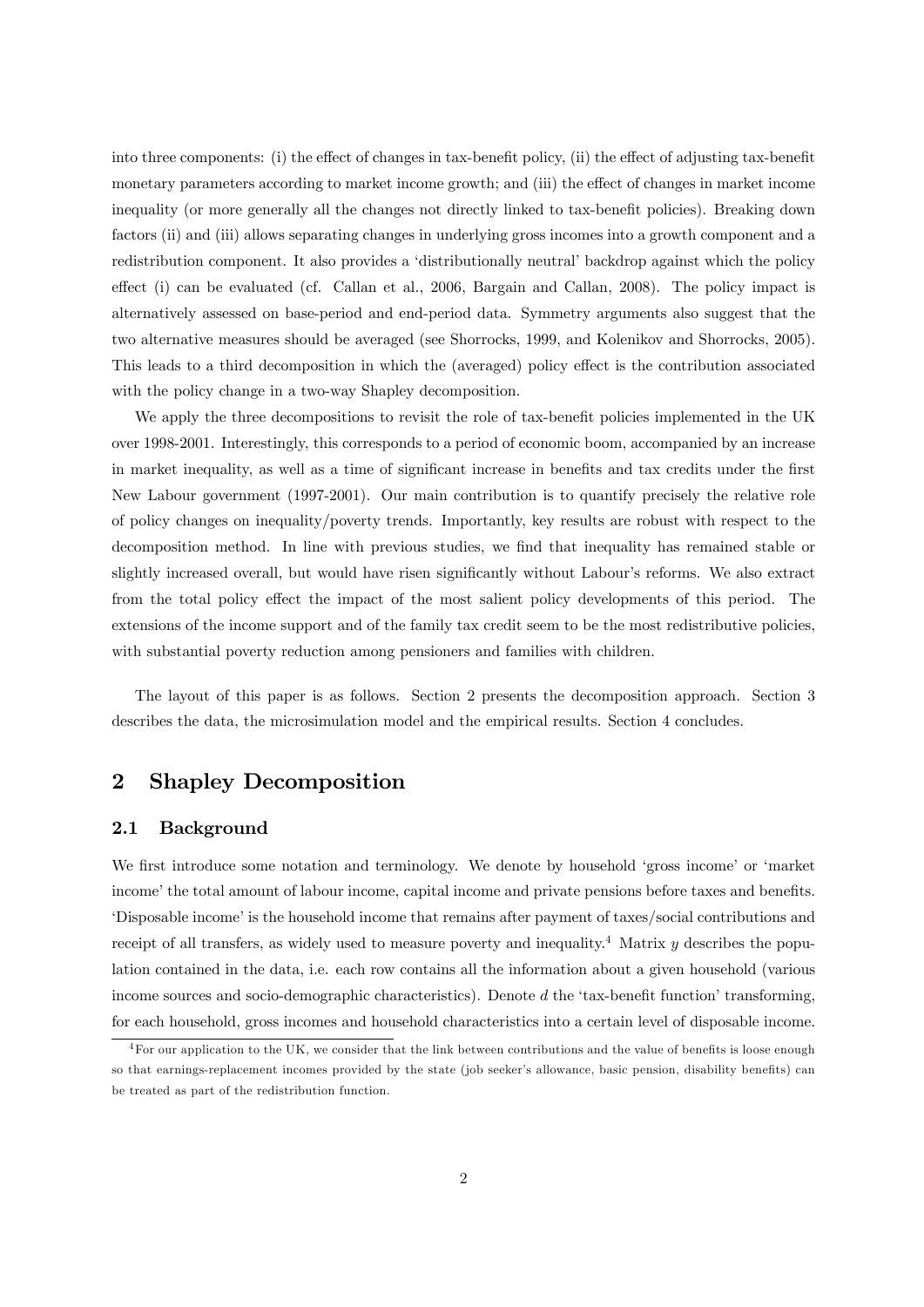into three components: (i) the effect of changes in tax-benefit policy, (ii) the effect of adjusting tax-benefit monetary parameters according to market income growth; and (iii) the effect of changes in market income inequality (or more generally all the changes not directly linked to tax-benefit policies). Breaking down factors (ii) and (iii) allows separating changes in underlying gross incomes into a growth component and a redistribution component. It also provides a 'distributionally neutral' backdrop against which the policy effect (i) can be evaluated (cf. Callan et al., 2006, Bargain and Callan, 2008). The policy impact is alternatively assessed on base-period and end-period data. Symmetry arguments also suggest that the two alternative measures should be averaged (see Shorrocks, 1999, and Kolenikov and Shorrocks, 2005). This leads to a third decomposition in which the (averaged) policy effect is the contribution associated with the policy change in a two-way Shapley decomposition.

We apply the three decompositions to revisit the role of tax-benefit policies implemented in the UK over 1998-2001. Interestingly, this corresponds to a period of economic boom, accompanied by an increase in market inequality, as well as a time of significant increase in benefits and tax credits under the first New Labour government (1997-2001). Our main contribution is to quantify precisely the relative role of policy changes on inequality/poverty trends. Importantly, key results are robust with respect to the decomposition method. In line with previous studies, we find that inequality has remained stable or slightly increased overall, but would have risen significantly without Labour's reforms. We also extract from the total policy effect the impact of the most salient policy developments of this period. The extensions of the income support and of the family tax credit seem to be the most redistributive policies, with substantial poverty reduction among pensioners and families with children.

The layout of this paper is as follows. Section 2 presents the decomposition approach. Section 3 describes the data, the microsimulation model and the empirical results. Section 4 concludes.

## 2 Shapley Decomposition

### 2.1 Background

We first introduce some notation and terminology. We denote by household 'gross income' or 'market income' the total amount of labour income, capital income and private pensions before taxes and benefits. 'Disposable income' is the household income that remains after payment of taxes/social contributions and receipt of all transfers, as widely used to measure poverty and inequality.[4] Matrix $y$ describes the population contained in the data, i.e. each row contains all the information about a given household (various income sources and socio-demographic characteristics). Denote $d$ the 'tax-benefit function' transforming, for each household, gross incomes and household characteristics into a certain level of disposable income.

[4] For our application to the UK, we consider that the link between contributions and the value of benefits is loose enough so that earnings-replacement incomes provided by the state (job seeker's allowance, basic pension, disability benefits) can be treated as part of the redistribution function.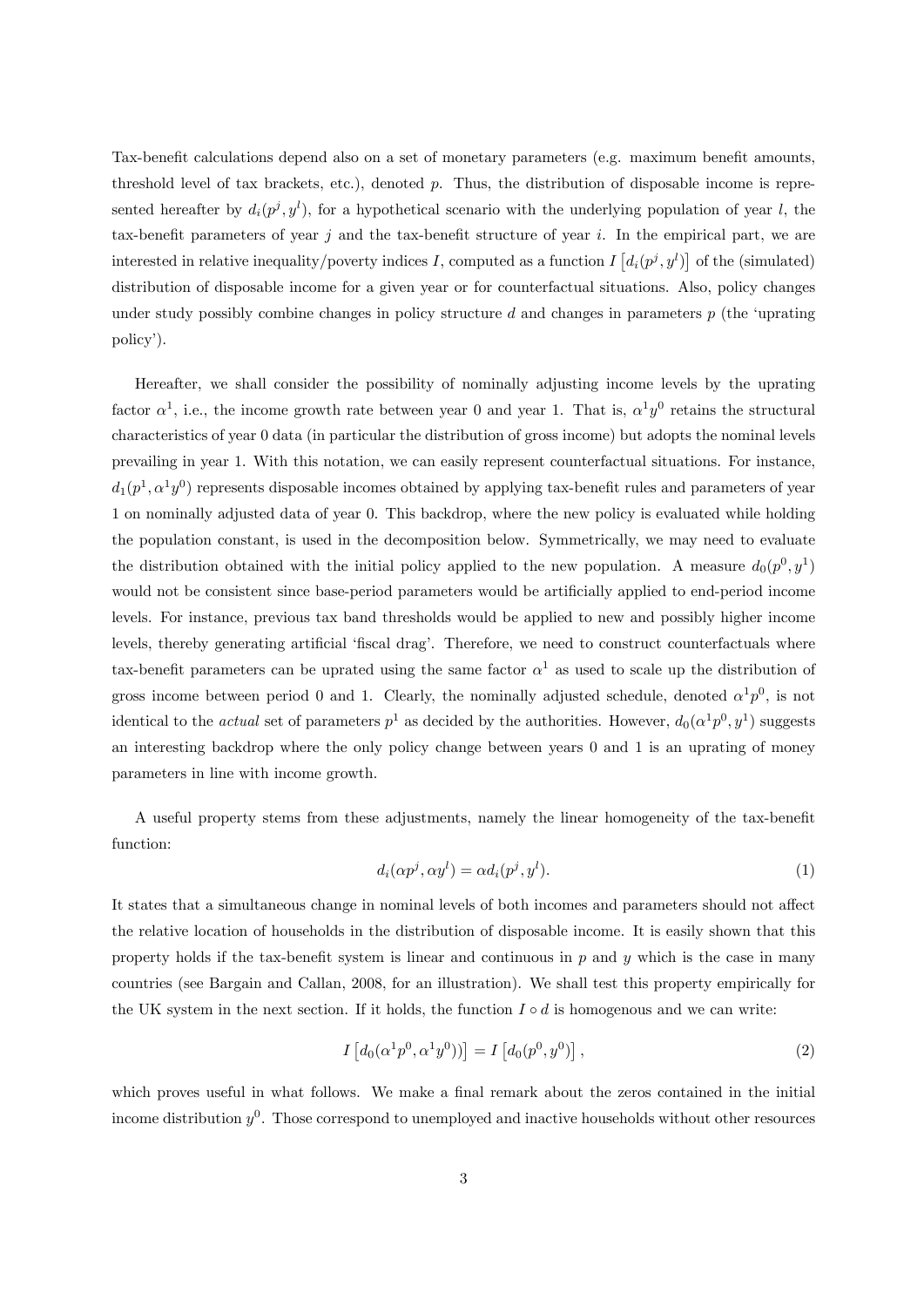Tax-benefit calculations depend also on a set of monetary parameters (e.g. maximum benefit amounts, threshold level of tax brackets, etc.), denoted $p$. Thus, the distribution of disposable income is represented hereafter by $d_i(p^j, y^l)$, for a hypothetical scenario with the underlying population of year $l$, the tax-benefit parameters of year $j$ and the tax-benefit structure of year $i$. In the empirical part, we are interested in relative inequality/poverty indices $I$, computed as a function $I\left[d_i(p^j, y^l)\right]$ of the (simulated) distribution of disposable income for a given year or for counterfactual situations. Also, policy changes under study possibly combine changes in policy structure $d$ and changes in parameters $p$ (the 'uprating policy').

Hereafter, we shall consider the possibility of nominally adjusting income levels by the uprating factor $\alpha^1$, i.e., the income growth rate between year 0 and year 1. That is, $\alpha^1 y^0$ retains the structural characteristics of year 0 data (in particular the distribution of gross income) but adopts the nominal levels prevailing in year 1. With this notation, we can easily represent counterfactual situations. For instance, $d_1(p^1, \alpha^1 y^0)$ represents disposable incomes obtained by applying tax-benefit rules and parameters of year 1 on nominally adjusted data of year 0. This backdrop, where the new policy is evaluated while holding the population constant, is used in the decomposition below. Symmetrically, we may need to evaluate the distribution obtained with the initial policy applied to the new population. A measure $d_0(p^0, y^1)$ would not be consistent since base-period parameters would be artificially applied to end-period income levels. For instance, previous tax band thresholds would be applied to new and possibly higher income levels, thereby generating artificial 'fiscal drag'. Therefore, we need to construct counterfactuals where tax-benefit parameters can be uprated using the same factor $\alpha^1$ as used to scale up the distribution of gross income between period 0 and 1. Clearly, the nominally adjusted schedule, denoted $\alpha^1 p^0$, is not identical to the *actual* set of parameters $p^1$ as decided by the authorities. However, $d_0(\alpha^1 p^0, y^1)$ suggests an interesting backdrop where the only policy change between years 0 and 1 is an uprating of money parameters in line with income growth.

A useful property stems from these adjustments, namely the linear homogeneity of the tax-benefit function:

$$d_i(\alpha p^j, \alpha y^l) = \alpha d_i(p^j, y^l). \tag{1}$$

It states that a simultaneous change in nominal levels of both incomes and parameters should not affect the relative location of households in the distribution of disposable income. It is easily shown that this property holds if the tax-benefit system is linear and continuous in $p$ and $y$ which is the case in many countries (see Bargain and Callan, 2008, for an illustration). We shall test this property empirically for the UK system in the next section. If it holds, the function $I \circ d$ is homogenous and we can write:

$$I\left[d_0(\alpha^1 p^0, \alpha^1 y^0))\right] = I\left[d_0(p^0, y^0)\right], \tag{2}$$

which proves useful in what follows. We make a final remark about the zeros contained in the initial income distribution $y^0$. Those correspond to unemployed and inactive households without other resources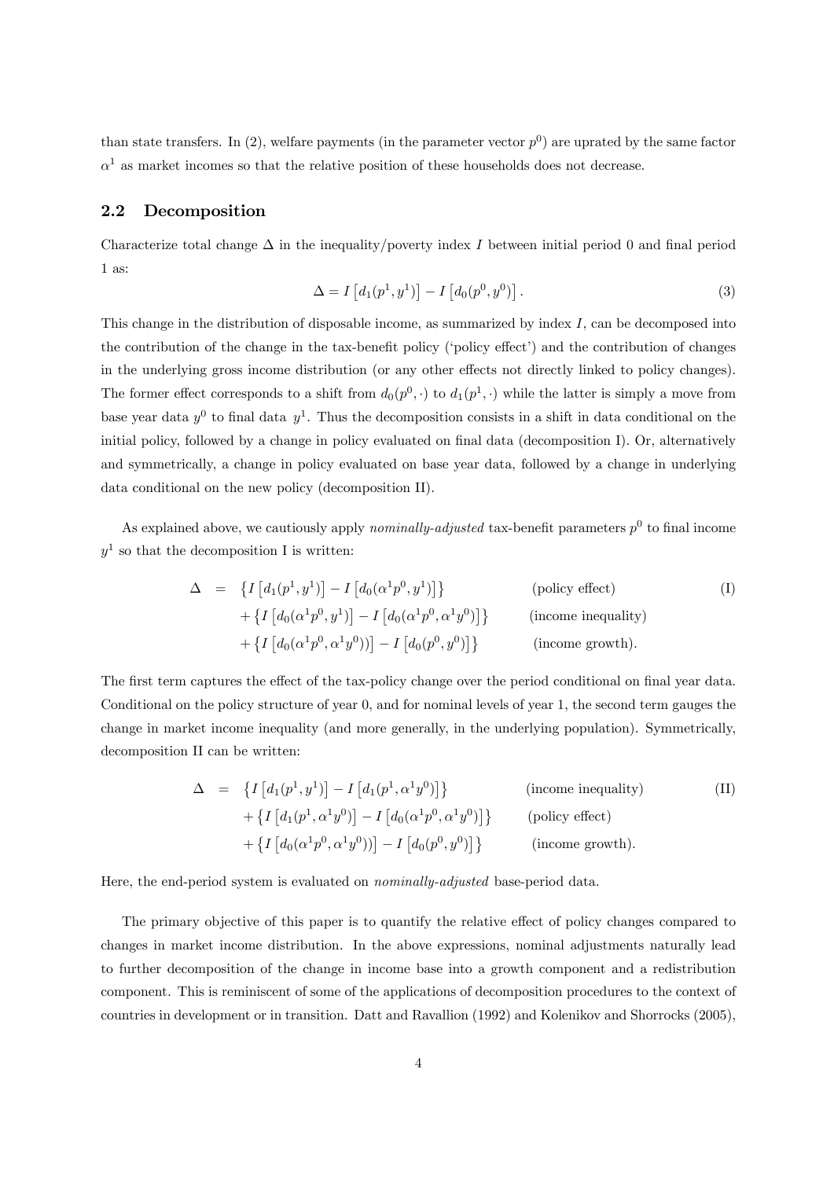than state transfers. In (2), welfare payments (in the parameter vector $p^0$) are uprated by the same factor $\alpha^1$ as market incomes so that the relative position of these households does not decrease.

## 2.2 Decomposition

Characterize total change $\Delta$ in the inequality/poverty index $I$ between initial period 0 and final period 1 as:

$$\Delta = I\left[d_1(p^1, y^1)\right] - I\left[d_0(p^0, y^0)\right]. \tag{3}$$

This change in the distribution of disposable income, as summarized by index $I$, can be decomposed into the contribution of the change in the tax-benefit policy ('policy effect') and the contribution of changes in the underlying gross income distribution (or any other effects not directly linked to policy changes). The former effect corresponds to a shift from $d_0(p^0, \cdot)$ to $d_1(p^1, \cdot)$ while the latter is simply a move from base year data $y^0$ to final data $y^1$. Thus the decomposition consists in a shift in data conditional on the initial policy, followed by a change in policy evaluated on final data (decomposition I). Or, alternatively and symmetrically, a change in policy evaluated on base year data, followed by a change in underlying data conditional on the new policy (decomposition II).

As explained above, we cautiously apply *nominally-adjusted* tax-benefit parameters $p^0$ to final income $y^1$ so that the decomposition I is written:

$$\begin{aligned}
\Delta \;=\; & \left\{I\left[d_1(p^1, y^1)\right] - I\left[d_0(\alpha^1 p^0, y^1)\right]\right\} && \text{(policy effect)} \\
& + \left\{I\left[d_0(\alpha^1 p^0, y^1)\right] - I\left[d_0(\alpha^1 p^0, \alpha^1 y^0)\right]\right\} && \text{(income inequality)} \\
& + \left\{I\left[d_0(\alpha^1 p^0, \alpha^1 y^0))\right] - I\left[d_0(p^0, y^0)\right]\right\} && \text{(income growth).}
\end{aligned} \tag{I}$$

The first term captures the effect of the tax-policy change over the period conditional on final year data. Conditional on the policy structure of year 0, and for nominal levels of year 1, the second term gauges the change in market income inequality (and more generally, in the underlying population). Symmetrically, decomposition II can be written:

$$\begin{aligned}
\Delta \;=\; & \left\{I\left[d_1(p^1, y^1)\right] - I\left[d_1(p^1, \alpha^1 y^0)\right]\right\} && \text{(income inequality)} \\
& + \left\{I\left[d_1(p^1, \alpha^1 y^0)\right] - I\left[d_0(\alpha^1 p^0, \alpha^1 y^0)\right]\right\} && \text{(policy effect)} \\
& + \left\{I\left[d_0(\alpha^1 p^0, \alpha^1 y^0))\right] - I\left[d_0(p^0, y^0)\right]\right\} && \text{(income growth).}
\end{aligned} \tag{II}$$

Here, the end-period system is evaluated on *nominally-adjusted* base-period data.

The primary objective of this paper is to quantify the relative effect of policy changes compared to changes in market income distribution. In the above expressions, nominal adjustments naturally lead to further decomposition of the change in income base into a growth component and a redistribution component. This is reminiscent of some of the applications of decomposition procedures to the context of countries in development or in transition. Datt and Ravallion (1992) and Kolenikov and Shorrocks (2005),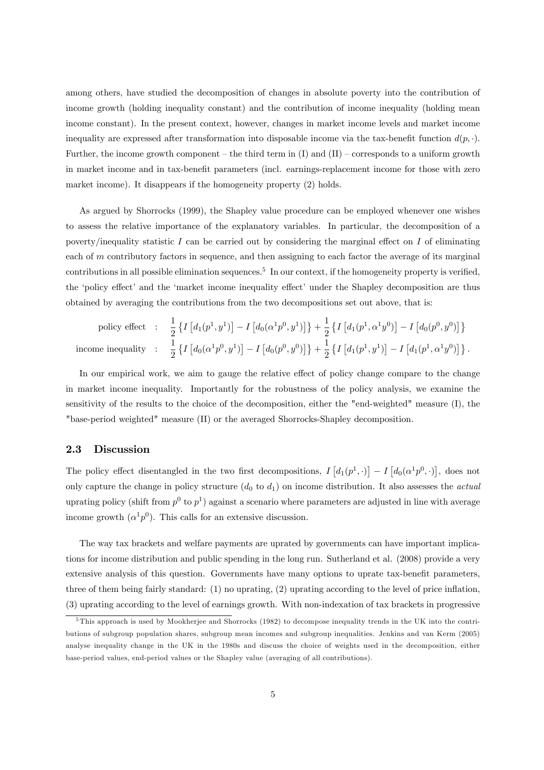among others, have studied the decomposition of changes in absolute poverty into the contribution of income growth (holding inequality constant) and the contribution of income inequality (holding mean income constant). In the present context, however, changes in market income levels and market income inequality are expressed after transformation into disposable income via the tax-benefit function $d(p, \cdot)$. Further, the income growth component – the third term in (I) and (II) – corresponds to a uniform growth in market income and in tax-benefit parameters (incl. earnings-replacement income for those with zero market income). It disappears if the homogeneity property (2) holds.

As argued by Shorrocks (1999), the Shapley value procedure can be employed whenever one wishes to assess the relative importance of the explanatory variables. In particular, the decomposition of a poverty/inequality statistic $I$ can be carried out by considering the marginal effect on $I$ of eliminating each of $m$ contributory factors in sequence, and then assigning to each factor the average of its marginal contributions in all possible elimination sequences.[5] In our context, if the homogeneity property is verified, the 'policy effect' and the 'market income inequality effect' under the Shapley decomposition are thus obtained by averaging the contributions from the two decompositions set out above, that is:

$$\begin{aligned}
\text{policy effect} \quad &: \quad \frac{1}{2}\left\{ I\left[d_1(p^1, y^1)\right] - I\left[d_0(\alpha^1 p^0, y^1)\right]\right\} + \frac{1}{2}\left\{ I\left[d_1(p^1, \alpha^1 y^0)\right] - I\left[d_0(p^0, y^0)\right]\right\} \\
\text{income inequality} \quad &: \quad \frac{1}{2}\left\{ I\left[d_0(\alpha^1 p^0, y^1)\right] - I\left[d_0(p^0, y^0)\right]\right\} + \frac{1}{2}\left\{ I\left[d_1(p^1, y^1)\right] - I\left[d_1(p^1, \alpha^1 y^0)\right]\right\}.
\end{aligned}$$

In our empirical work, we aim to gauge the relative effect of policy change compare to the change in market income inequality. Importantly for the robustness of the policy analysis, we examine the sensitivity of the results to the choice of the decomposition, either the "end-weighted" measure (I), the "base-period weighted" measure (II) or the averaged Shorrocks-Shapley decomposition.

### 2.3 Discussion

The policy effect disentangled in the two first decompositions, $I\left[d_1(p^1, \cdot)\right] - I\left[d_0(\alpha^1 p^0, \cdot)\right]$, does not only capture the change in policy structure ($d_0$ to $d_1$) on income distribution. It also assesses the *actual* uprating policy (shift from $p^0$ to $p^1$) against a scenario where parameters are adjusted in line with average income growth ($\alpha^1 p^0$). This calls for an extensive discussion.

The way tax brackets and welfare payments are uprated by governments can have important implications for income distribution and public spending in the long run. Sutherland et al. (2008) provide a very extensive analysis of this question. Governments have many options to uprate tax-benefit parameters, three of them being fairly standard: (1) no uprating, (2) uprating according to the level of price inflation, (3) uprating according to the level of earnings growth. With non-indexation of tax brackets in progressive

[5] This approach is used by Mookherjee and Shorrocks (1982) to decompose inequality trends in the UK into the contributions of subgroup population shares, subgroup mean incomes and subgroup inequalities. Jenkins and van Kerm (2005) analyse inequality change in the UK in the 1980s and discuss the choice of weights used in the decomposition, either base-period values, end-period values or the Shapley value (averaging of all contributions).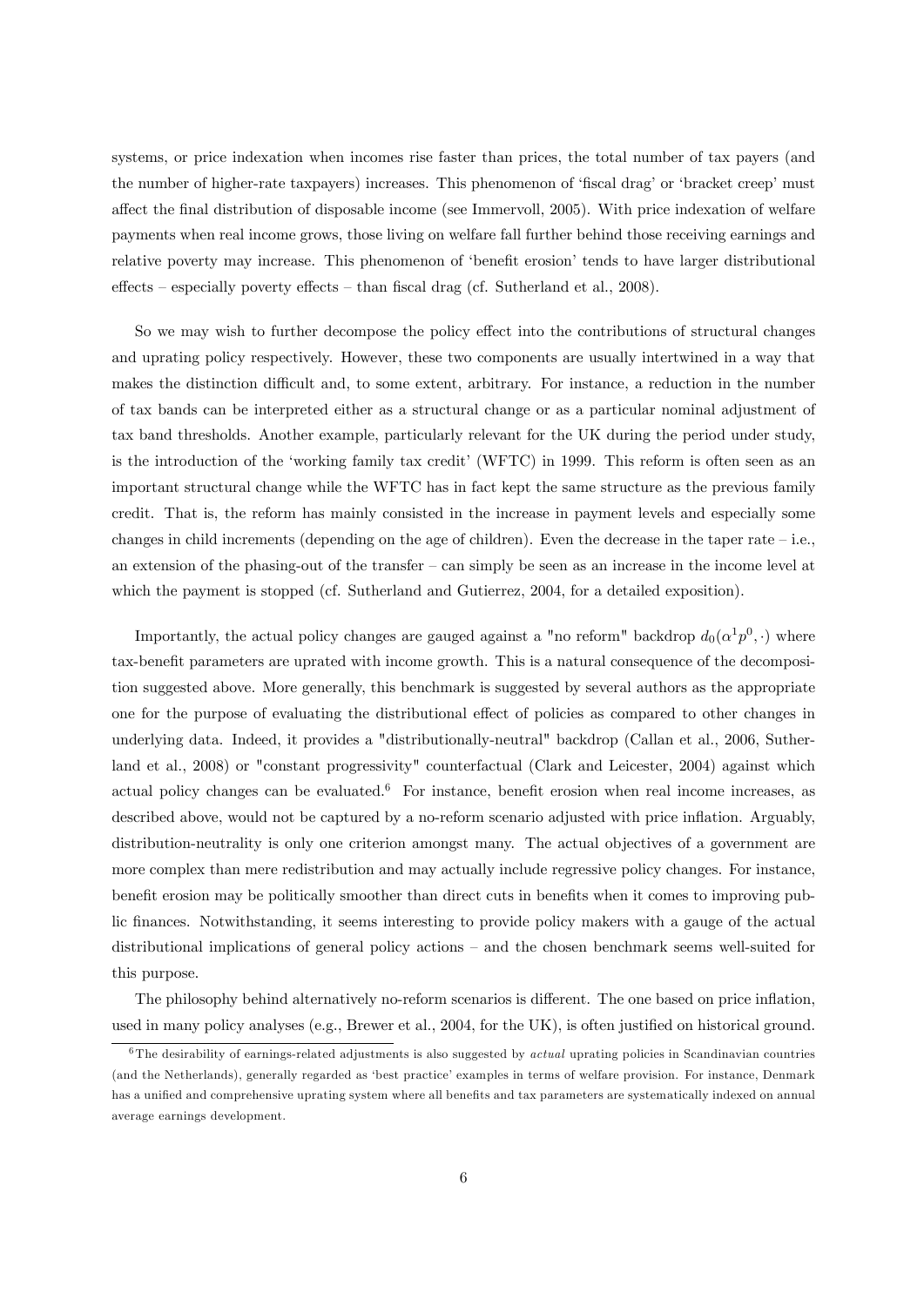systems, or price indexation when incomes rise faster than prices, the total number of tax payers (and the number of higher-rate taxpayers) increases. This phenomenon of 'fiscal drag' or 'bracket creep' must affect the final distribution of disposable income (see Immervoll, 2005). With price indexation of welfare payments when real income grows, those living on welfare fall further behind those receiving earnings and relative poverty may increase. This phenomenon of 'benefit erosion' tends to have larger distributional effects – especially poverty effects – than fiscal drag (cf. Sutherland et al., 2008).

So we may wish to further decompose the policy effect into the contributions of structural changes and uprating policy respectively. However, these two components are usually intertwined in a way that makes the distinction difficult and, to some extent, arbitrary. For instance, a reduction in the number of tax bands can be interpreted either as a structural change or as a particular nominal adjustment of tax band thresholds. Another example, particularly relevant for the UK during the period under study, is the introduction of the 'working family tax credit' (WFTC) in 1999. This reform is often seen as an important structural change while the WFTC has in fact kept the same structure as the previous family credit. That is, the reform has mainly consisted in the increase in payment levels and especially some changes in child increments (depending on the age of children). Even the decrease in the taper rate – i.e., an extension of the phasing-out of the transfer – can simply be seen as an increase in the income level at which the payment is stopped (cf. Sutherland and Gutierrez, 2004, for a detailed exposition).

Importantly, the actual policy changes are gauged against a "no reform" backdrop $d_0(\alpha^1 p^0, \cdot)$ where tax-benefit parameters are uprated with income growth. This is a natural consequence of the decomposition suggested above. More generally, this benchmark is suggested by several authors as the appropriate one for the purpose of evaluating the distributional effect of policies as compared to other changes in underlying data. Indeed, it provides a "distributionally-neutral" backdrop (Callan et al., 2006, Sutherland et al., 2008) or "constant progressivity" counterfactual (Clark and Leicester, 2004) against which actual policy changes can be evaluated.[6] For instance, benefit erosion when real income increases, as described above, would not be captured by a no-reform scenario adjusted with price inflation. Arguably, distribution-neutrality is only one criterion amongst many. The actual objectives of a government are more complex than mere redistribution and may actually include regressive policy changes. For instance, benefit erosion may be politically smoother than direct cuts in benefits when it comes to improving public finances. Notwithstanding, it seems interesting to provide policy makers with a gauge of the actual distributional implications of general policy actions – and the chosen benchmark seems well-suited for this purpose.

The philosophy behind alternatively no-reform scenarios is different. The one based on price inflation, used in many policy analyses (e.g., Brewer et al., 2004, for the UK), is often justified on historical ground.

[6] The desirability of earnings-related adjustments is also suggested by *actual* uprating policies in Scandinavian countries (and the Netherlands), generally regarded as 'best practice' examples in terms of welfare provision. For instance, Denmark has a unified and comprehensive uprating system where all benefits and tax parameters are systematically indexed on annual average earnings development.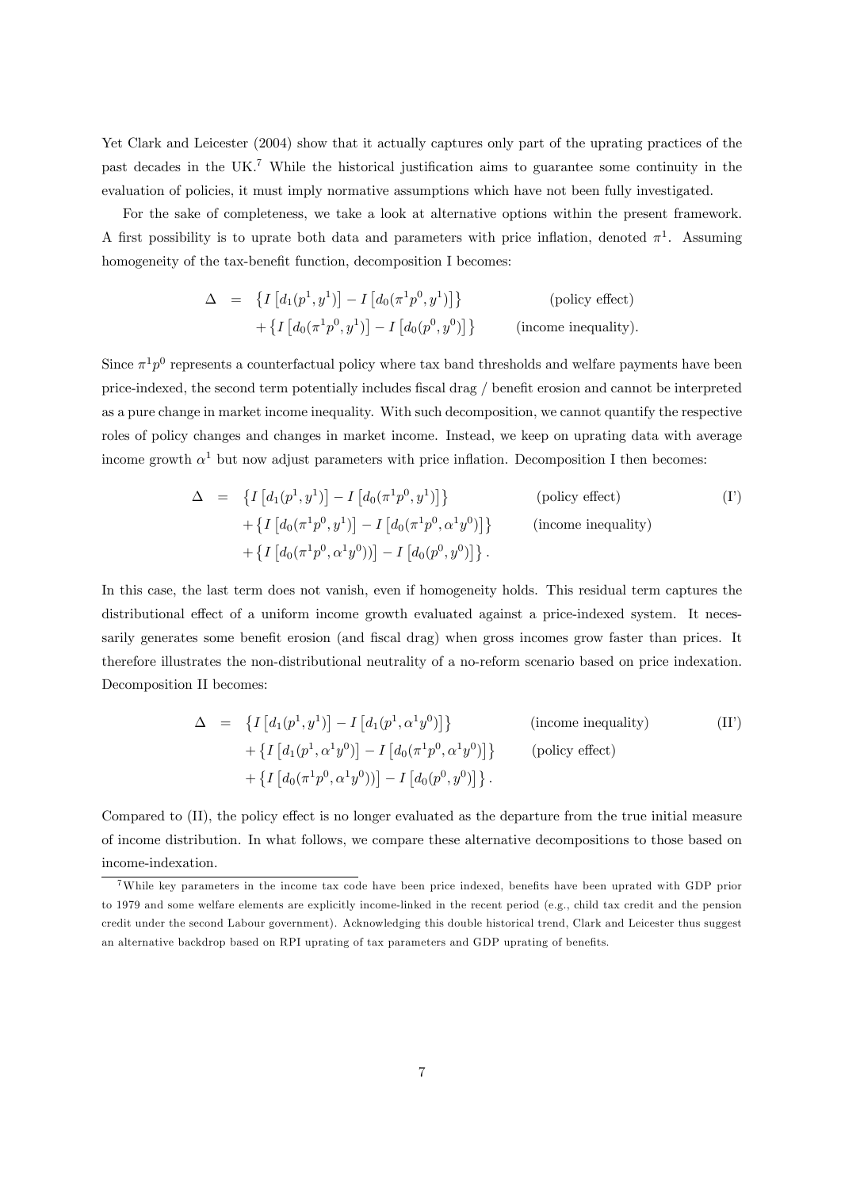Yet Clark and Leicester (2004) show that it actually captures only part of the uprating practices of the past decades in the UK.[7] While the historical justification aims to guarantee some continuity in the evaluation of policies, it must imply normative assumptions which have not been fully investigated.

For the sake of completeness, we take a look at alternative options within the present framework. A first possibility is to uprate both data and parameters with price inflation, denoted $\pi^1$. Assuming homogeneity of the tax-benefit function, decomposition I becomes:

$$\begin{aligned}
\Delta &= \left\{ I\left[d_1(p^1, y^1)\right] - I\left[d_0(\pi^1 p^0, y^1)\right] \right\} && \text{(policy effect)} \\
&\quad + \left\{ I\left[d_0(\pi^1 p^0, y^1)\right] - I\left[d_0(p^0, y^0)\right] \right\} && \text{(income inequality)}.
\end{aligned}$$

Since $\pi^1 p^0$ represents a counterfactual policy where tax band thresholds and welfare payments have been price-indexed, the second term potentially includes fiscal drag / benefit erosion and cannot be interpreted as a pure change in market income inequality. With such decomposition, we cannot quantify the respective roles of policy changes and changes in market income. Instead, we keep on uprating data with average income growth $\alpha^1$ but now adjust parameters with price inflation. Decomposition I then becomes:

$$\begin{aligned}
\Delta &= \left\{ I\left[d_1(p^1, y^1)\right] - I\left[d_0(\pi^1 p^0, y^1)\right] \right\} && \text{(policy effect)} \\
&\quad + \left\{ I\left[d_0(\pi^1 p^0, y^1)\right] - I\left[d_0(\pi^1 p^0, \alpha^1 y^0)\right] \right\} && \text{(income inequality)} \\
&\quad + \left\{ I\left[d_0(\pi^1 p^0, \alpha^1 y^0))\right] - I\left[d_0(p^0, y^0)\right] \right\}.
\end{aligned} \tag{I'}$$

In this case, the last term does not vanish, even if homogeneity holds. This residual term captures the distributional effect of a uniform income growth evaluated against a price-indexed system. It necessarily generates some benefit erosion (and fiscal drag) when gross incomes grow faster than prices. It therefore illustrates the non-distributional neutrality of a no-reform scenario based on price indexation. Decomposition II becomes:

$$\begin{aligned}
\Delta &= \left\{ I\left[d_1(p^1, y^1)\right] - I\left[d_1(p^1, \alpha^1 y^0)\right] \right\} && \text{(income inequality)} \\
&\quad + \left\{ I\left[d_1(p^1, \alpha^1 y^0)\right] - I\left[d_0(\pi^1 p^0, \alpha^1 y^0)\right] \right\} && \text{(policy effect)} \\
&\quad + \left\{ I\left[d_0(\pi^1 p^0, \alpha^1 y^0))\right] - I\left[d_0(p^0, y^0)\right] \right\}.
\end{aligned} \tag{II'}$$

Compared to (II), the policy effect is no longer evaluated as the departure from the true initial measure of income distribution. In what follows, we compare these alternative decompositions to those based on income-indexation.

[7] While key parameters in the income tax code have been price indexed, benefits have been uprated with GDP prior to 1979 and some welfare elements are explicitly income-linked in the recent period (e.g., child tax credit and the pension credit under the second Labour government). Acknowledging this double historical trend, Clark and Leicester thus suggest an alternative backdrop based on RPI uprating of tax parameters and GDP uprating of benefits.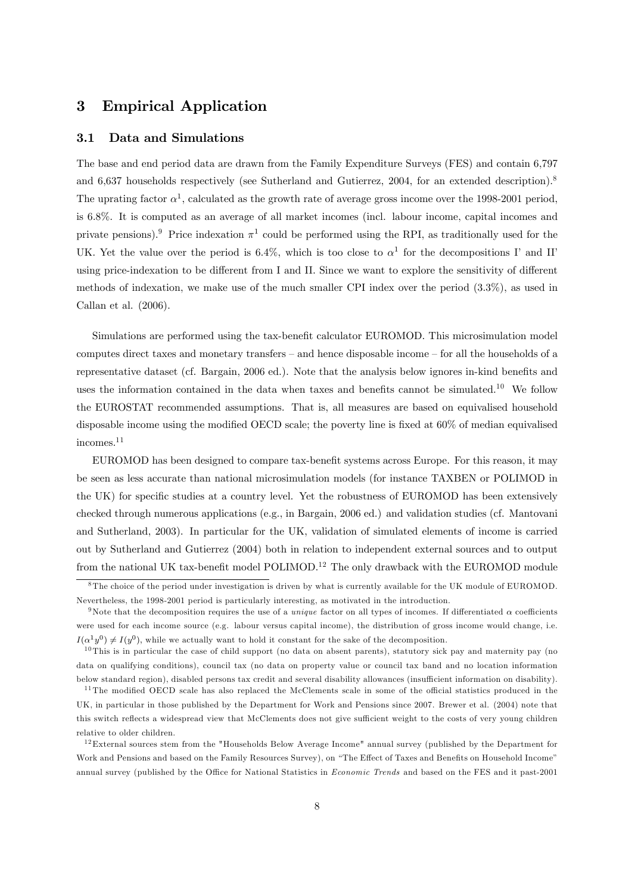# 3 Empirical Application

## 3.1 Data and Simulations

The base and end period data are drawn from the Family Expenditure Surveys (FES) and contain 6,797 and 6,637 households respectively (see Sutherland and Gutierrez, 2004, for an extended description).[8] The uprating factor $\alpha^1$, calculated as the growth rate of average gross income over the 1998-2001 period, is 6.8%. It is computed as an average of all market incomes (incl. labour income, capital incomes and private pensions).[9] Price indexation $\pi^1$ could be performed using the RPI, as traditionally used for the UK. Yet the value over the period is 6.4%, which is too close to $\alpha^1$ for the decompositions I' and II' using price-indexation to be different from I and II. Since we want to explore the sensitivity of different methods of indexation, we make use of the much smaller CPI index over the period (3.3%), as used in Callan et al. (2006).

Simulations are performed using the tax-benefit calculator EUROMOD. This microsimulation model computes direct taxes and monetary transfers – and hence disposable income – for all the households of a representative dataset (cf. Bargain, 2006 ed.). Note that the analysis below ignores in-kind benefits and uses the information contained in the data when taxes and benefits cannot be simulated.[10] We follow the EUROSTAT recommended assumptions. That is, all measures are based on equivalised household disposable income using the modified OECD scale; the poverty line is fixed at 60% of median equivalised incomes.[11]

EUROMOD has been designed to compare tax-benefit systems across Europe. For this reason, it may be seen as less accurate than national microsimulation models (for instance TAXBEN or POLIMOD in the UK) for specific studies at a country level. Yet the robustness of EUROMOD has been extensively checked through numerous applications (e.g., in Bargain, 2006 ed.) and validation studies (cf. Mantovani and Sutherland, 2003). In particular for the UK, validation of simulated elements of income is carried out by Sutherland and Gutierrez (2004) both in relation to independent external sources and to output from the national UK tax-benefit model POLIMOD.[12] The only drawback with the EUROMOD module

---

[8] The choice of the period under investigation is driven by what is currently available for the UK module of EUROMOD. Nevertheless, the 1998-2001 period is particularly interesting, as motivated in the introduction.

[9] Note that the decomposition requires the use of a *unique* factor on all types of incomes. If differentiated $\alpha$ coefficients were used for each income source (e.g. labour versus capital income), the distribution of gross income would change, i.e. $I(\alpha^1 y^0) \neq I(y^0)$, while we actually want to hold it constant for the sake of the decomposition.

[10] This is in particular the case of child support (no data on absent parents), statutory sick pay and maternity pay (no data on qualifying conditions), council tax (no data on property value or council tax band and no location information below standard region), disabled persons tax credit and several disability allowances (insufficient information on disability).

[11] The modified OECD scale has also replaced the McClements scale in some of the official statistics produced in the UK, in particular in those published by the Department for Work and Pensions since 2007. Brewer et al. (2004) note that this switch reflects a widespread view that McClements does not give sufficient weight to the costs of very young children relative to older children.

[12] External sources stem from the "Households Below Average Income" annual survey (published by the Department for Work and Pensions and based on the Family Resources Survey), on "The Effect of Taxes and Benefits on Household Income" annual survey (published by the Office for National Statistics in *Economic Trends* and based on the FES and it past-2001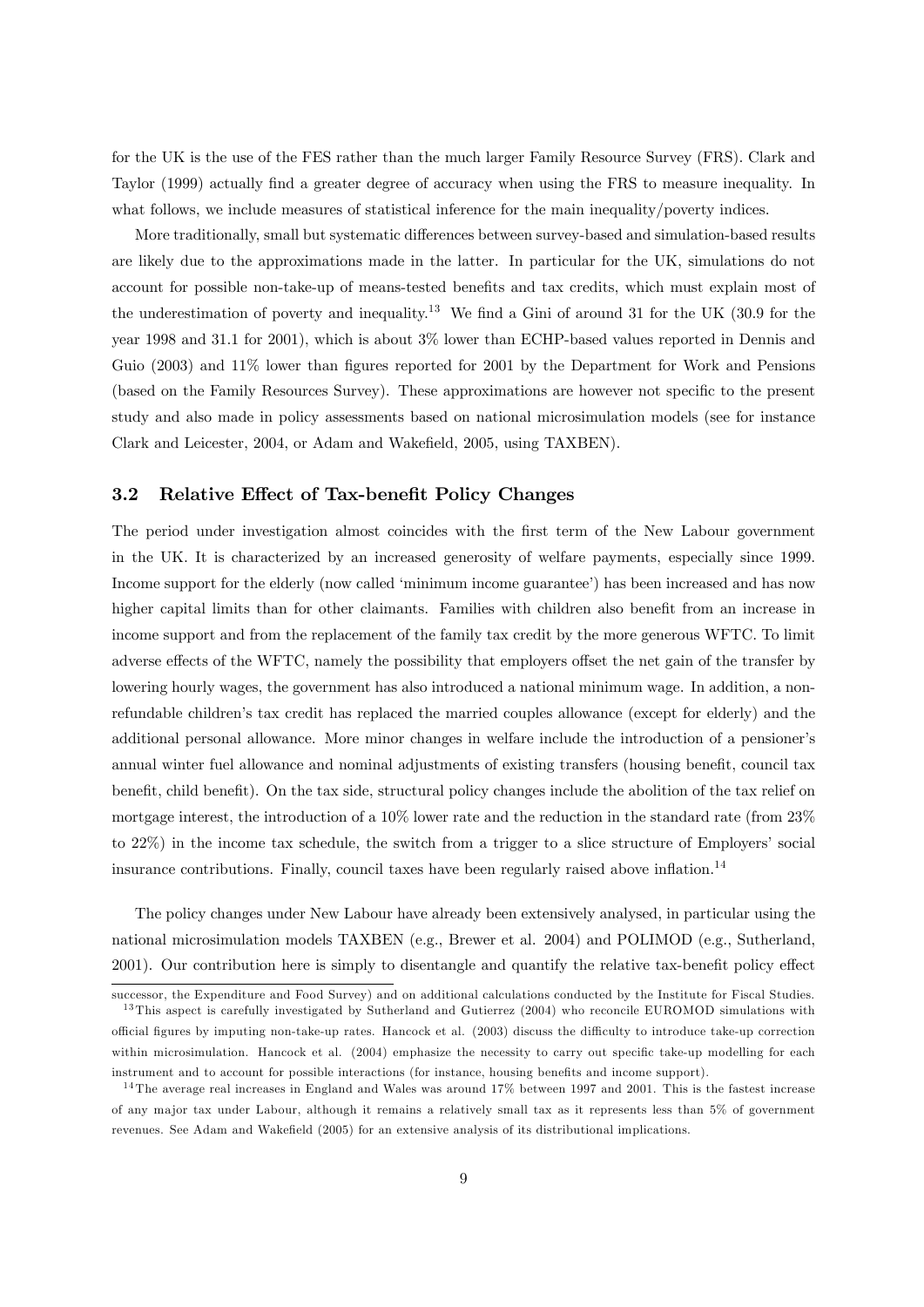for the UK is the use of the FES rather than the much larger Family Resource Survey (FRS). Clark and Taylor (1999) actually find a greater degree of accuracy when using the FRS to measure inequality. In what follows, we include measures of statistical inference for the main inequality/poverty indices.

More traditionally, small but systematic differences between survey-based and simulation-based results are likely due to the approximations made in the latter. In particular for the UK, simulations do not account for possible non-take-up of means-tested benefits and tax credits, which must explain most of the underestimation of poverty and inequality.[13] We find a Gini of around 31 for the UK (30.9 for the year 1998 and 31.1 for 2001), which is about 3% lower than ECHP-based values reported in Dennis and Guio (2003) and 11% lower than figures reported for 2001 by the Department for Work and Pensions (based on the Family Resources Survey). These approximations are however not specific to the present study and also made in policy assessments based on national microsimulation models (see for instance Clark and Leicester, 2004, or Adam and Wakefield, 2005, using TAXBEN).

### 3.2 Relative Effect of Tax-benefit Policy Changes

The period under investigation almost coincides with the first term of the New Labour government in the UK. It is characterized by an increased generosity of welfare payments, especially since 1999. Income support for the elderly (now called 'minimum income guarantee') has been increased and has now higher capital limits than for other claimants. Families with children also benefit from an increase in income support and from the replacement of the family tax credit by the more generous WFTC. To limit adverse effects of the WFTC, namely the possibility that employers offset the net gain of the transfer by lowering hourly wages, the government has also introduced a national minimum wage. In addition, a non-refundable children's tax credit has replaced the married couples allowance (except for elderly) and the additional personal allowance. More minor changes in welfare include the introduction of a pensioner's annual winter fuel allowance and nominal adjustments of existing transfers (housing benefit, council tax benefit, child benefit). On the tax side, structural policy changes include the abolition of the tax relief on mortgage interest, the introduction of a 10% lower rate and the reduction in the standard rate (from 23% to 22%) in the income tax schedule, the switch from a trigger to a slice structure of Employers' social insurance contributions. Finally, council taxes have been regularly raised above inflation.[14]

The policy changes under New Labour have already been extensively analysed, in particular using the national microsimulation models TAXBEN (e.g., Brewer et al. 2004) and POLIMOD (e.g., Sutherland, 2001). Our contribution here is simply to disentangle and quantify the relative tax-benefit policy effect

---

successor, the Expenditure and Food Survey) and on additional calculations conducted by the Institute for Fiscal Studies.

[13] This aspect is carefully investigated by Sutherland and Gutierrez (2004) who reconcile EUROMOD simulations with official figures by imputing non-take-up rates. Hancock et al. (2003) discuss the difficulty to introduce take-up correction within microsimulation. Hancock et al. (2004) emphasize the necessity to carry out specific take-up modelling for each instrument and to account for possible interactions (for instance, housing benefits and income support).

[14] The average real increases in England and Wales was around 17% between 1997 and 2001. This is the fastest increase of any major tax under Labour, although it remains a relatively small tax as it represents less than 5% of government revenues. See Adam and Wakefield (2005) for an extensive analysis of its distributional implications.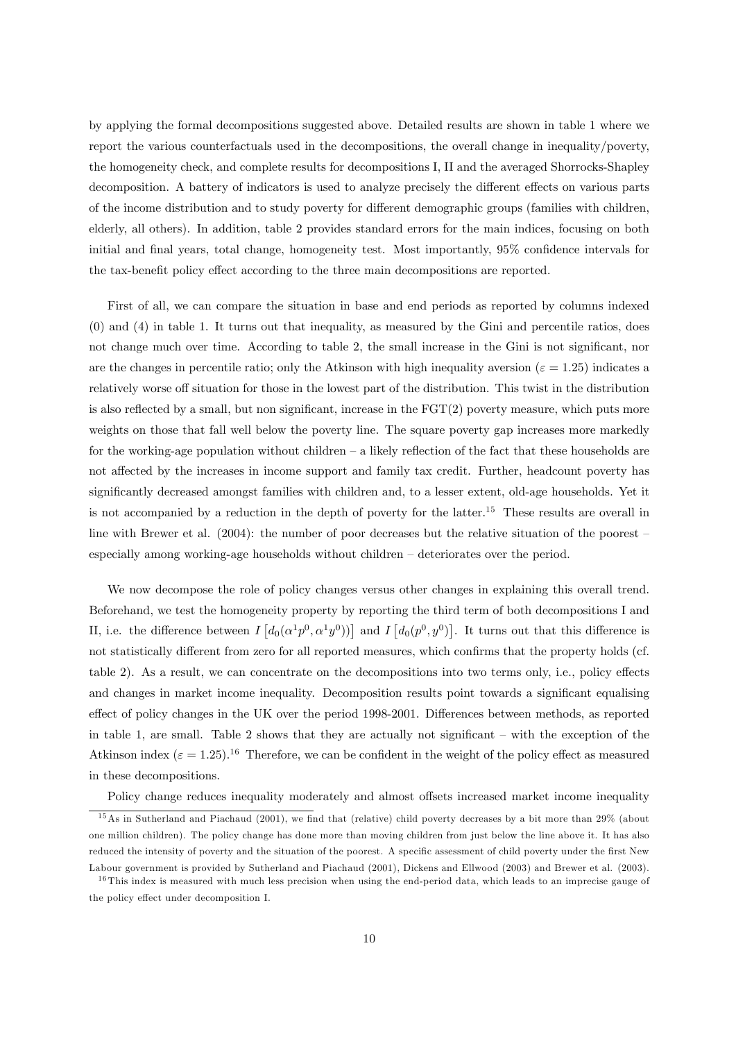by applying the formal decompositions suggested above. Detailed results are shown in table 1 where we report the various counterfactuals used in the decompositions, the overall change in inequality/poverty, the homogeneity check, and complete results for decompositions I, II and the averaged Shorrocks-Shapley decomposition. A battery of indicators is used to analyze precisely the different effects on various parts of the income distribution and to study poverty for different demographic groups (families with children, elderly, all others). In addition, table 2 provides standard errors for the main indices, focusing on both initial and final years, total change, homogeneity test. Most importantly, 95% confidence intervals for the tax-benefit policy effect according to the three main decompositions are reported.

First of all, we can compare the situation in base and end periods as reported by columns indexed (0) and (4) in table 1. It turns out that inequality, as measured by the Gini and percentile ratios, does not change much over time. According to table 2, the small increase in the Gini is not significant, nor are the changes in percentile ratio; only the Atkinson with high inequality aversion ($\varepsilon = 1.25$) indicates a relatively worse off situation for those in the lowest part of the distribution. This twist in the distribution is also reflected by a small, but non significant, increase in the FGT(2) poverty measure, which puts more weights on those that fall well below the poverty line. The square poverty gap increases more markedly for the working-age population without children – a likely reflection of the fact that these households are not affected by the increases in income support and family tax credit. Further, headcount poverty has significantly decreased amongst families with children and, to a lesser extent, old-age households. Yet it is not accompanied by a reduction in the depth of poverty for the latter.[15] These results are overall in line with Brewer et al. (2004): the number of poor decreases but the relative situation of the poorest – especially among working-age households without children – deteriorates over the period.

We now decompose the role of policy changes versus other changes in explaining this overall trend. Beforehand, we test the homogeneity property by reporting the third term of both decompositions I and II, i.e. the difference between $I\left[d_0(\alpha^1 p^0, \alpha^1 y^0))\right]$ and $I\left[d_0(p^0, y^0)\right]$. It turns out that this difference is not statistically different from zero for all reported measures, which confirms that the property holds (cf. table 2). As a result, we can concentrate on the decompositions into two terms only, i.e., policy effects and changes in market income inequality. Decomposition results point towards a significant equalising effect of policy changes in the UK over the period 1998-2001. Differences between methods, as reported in table 1, are small. Table 2 shows that they are actually not significant – with the exception of the Atkinson index ($\varepsilon = 1.25$).[16] Therefore, we can be confident in the weight of the policy effect as measured in these decompositions.

Policy change reduces inequality moderately and almost offsets increased market income inequality

[15] As in Sutherland and Piachaud (2001), we find that (relative) child poverty decreases by a bit more than 29% (about one million children). The policy change has done more than moving children from just below the line above it. It has also reduced the intensity of poverty and the situation of the poorest. A specific assessment of child poverty under the first New Labour government is provided by Sutherland and Piachaud (2001), Dickens and Ellwood (2003) and Brewer et al. (2003).

[16] This index is measured with much less precision when using the end-period data, which leads to an imprecise gauge of the policy effect under decomposition I.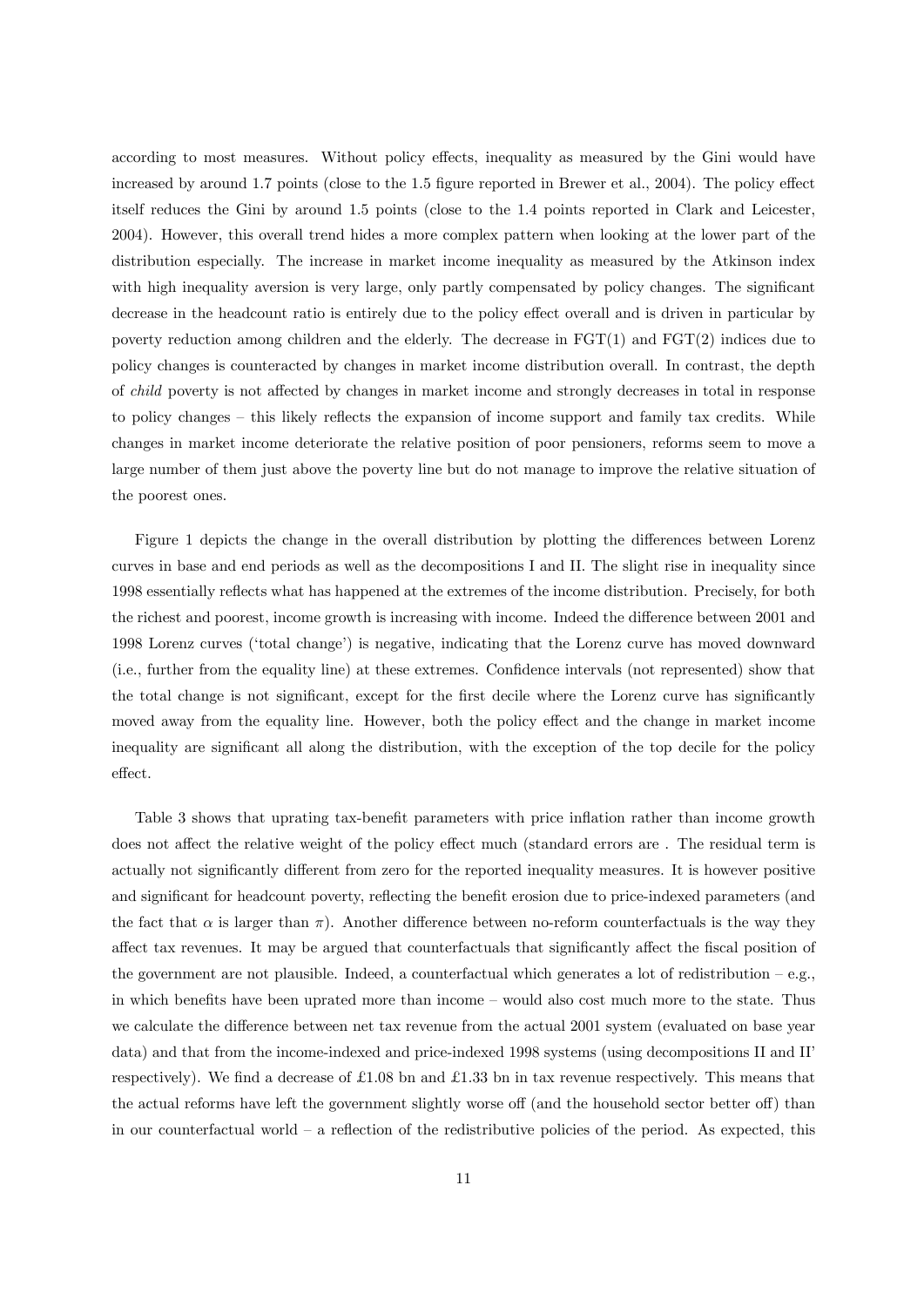according to most measures. Without policy effects, inequality as measured by the Gini would have increased by around 1.7 points (close to the 1.5 figure reported in Brewer et al., 2004). The policy effect itself reduces the Gini by around 1.5 points (close to the 1.4 points reported in Clark and Leicester, 2004). However, this overall trend hides a more complex pattern when looking at the lower part of the distribution especially. The increase in market income inequality as measured by the Atkinson index with high inequality aversion is very large, only partly compensated by policy changes. The significant decrease in the headcount ratio is entirely due to the policy effect overall and is driven in particular by poverty reduction among children and the elderly. The decrease in FGT(1) and FGT(2) indices due to policy changes is counteracted by changes in market income distribution overall. In contrast, the depth of *child* poverty is not affected by changes in market income and strongly decreases in total in response to policy changes – this likely reflects the expansion of income support and family tax credits. While changes in market income deteriorate the relative position of poor pensioners, reforms seem to move a large number of them just above the poverty line but do not manage to improve the relative situation of the poorest ones.

Figure 1 depicts the change in the overall distribution by plotting the differences between Lorenz curves in base and end periods as well as the decompositions I and II. The slight rise in inequality since 1998 essentially reflects what has happened at the extremes of the income distribution. Precisely, for both the richest and poorest, income growth is increasing with income. Indeed the difference between 2001 and 1998 Lorenz curves ('total change') is negative, indicating that the Lorenz curve has moved downward (i.e., further from the equality line) at these extremes. Confidence intervals (not represented) show that the total change is not significant, except for the first decile where the Lorenz curve has significantly moved away from the equality line. However, both the policy effect and the change in market income inequality are significant all along the distribution, with the exception of the top decile for the policy effect.

Table 3 shows that uprating tax-benefit parameters with price inflation rather than income growth does not affect the relative weight of the policy effect much (standard errors are . The residual term is actually not significantly different from zero for the reported inequality measures. It is however positive and significant for headcount poverty, reflecting the benefit erosion due to price-indexed parameters (and the fact that $\alpha$ is larger than $\pi$). Another difference between no-reform counterfactuals is the way they affect tax revenues. It may be argued that counterfactuals that significantly affect the fiscal position of the government are not plausible. Indeed, a counterfactual which generates a lot of redistribution – e.g., in which benefits have been uprated more than income – would also cost much more to the state. Thus we calculate the difference between net tax revenue from the actual 2001 system (evaluated on base year data) and that from the income-indexed and price-indexed 1998 systems (using decompositions II and II' respectively). We find a decrease of £1.08 bn and £1.33 bn in tax revenue respectively. This means that the actual reforms have left the government slightly worse off (and the household sector better off) than in our counterfactual world – a reflection of the redistributive policies of the period. As expected, this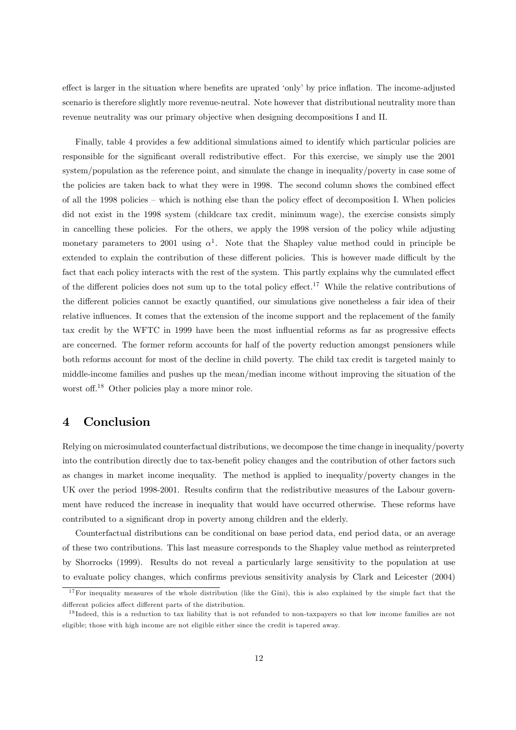effect is larger in the situation where benefits are uprated 'only' by price inflation. The income-adjusted scenario is therefore slightly more revenue-neutral. Note however that distributional neutrality more than revenue neutrality was our primary objective when designing decompositions I and II.

Finally, table 4 provides a few additional simulations aimed to identify which particular policies are responsible for the significant overall redistributive effect. For this exercise, we simply use the 2001 system/population as the reference point, and simulate the change in inequality/poverty in case some of the policies are taken back to what they were in 1998. The second column shows the combined effect of all the 1998 policies – which is nothing else than the policy effect of decomposition I. When policies did not exist in the 1998 system (childcare tax credit, minimum wage), the exercise consists simply in cancelling these policies. For the others, we apply the 1998 version of the policy while adjusting monetary parameters to 2001 using $\alpha^1$. Note that the Shapley value method could in principle be extended to explain the contribution of these different policies. This is however made difficult by the fact that each policy interacts with the rest of the system. This partly explains why the cumulated effect of the different policies does not sum up to the total policy effect.[17] While the relative contributions of the different policies cannot be exactly quantified, our simulations give nonetheless a fair idea of their relative influences. It comes that the extension of the income support and the replacement of the family tax credit by the WFTC in 1999 have been the most influential reforms as far as progressive effects are concerned. The former reform accounts for half of the poverty reduction amongst pensioners while both reforms account for most of the decline in child poverty. The child tax credit is targeted mainly to middle-income families and pushes up the mean/median income without improving the situation of the worst off.[18] Other policies play a more minor role.

# 4 Conclusion

Relying on microsimulated counterfactual distributions, we decompose the time change in inequality/poverty into the contribution directly due to tax-benefit policy changes and the contribution of other factors such as changes in market income inequality. The method is applied to inequality/poverty changes in the UK over the period 1998-2001. Results confirm that the redistributive measures of the Labour government have reduced the increase in inequality that would have occurred otherwise. These reforms have contributed to a significant drop in poverty among children and the elderly.

Counterfactual distributions can be conditional on base period data, end period data, or an average of these two contributions. This last measure corresponds to the Shapley value method as reinterpreted by Shorrocks (1999). Results do not reveal a particularly large sensitivity to the population at use to evaluate policy changes, which confirms previous sensitivity analysis by Clark and Leicester (2004)

[17] For inequality measures of the whole distribution (like the Gini), this is also explained by the simple fact that the different policies affect different parts of the distribution.

[18] Indeed, this is a reduction to tax liability that is not refunded to non-taxpayers so that low income families are not eligible; those with high income are not eligible either since the credit is tapered away.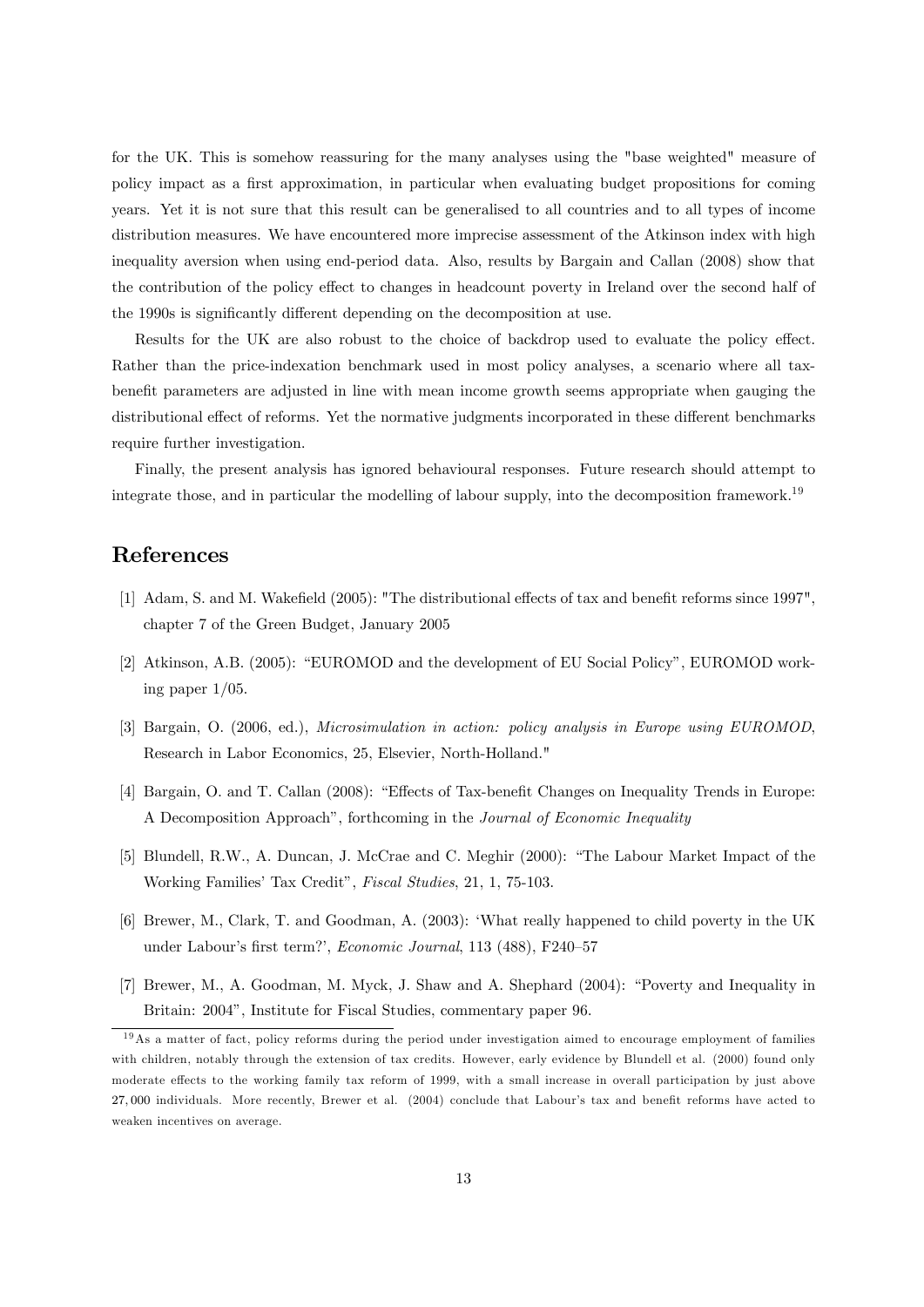for the UK. This is somehow reassuring for the many analyses using the "base weighted" measure of policy impact as a first approximation, in particular when evaluating budget propositions for coming years. Yet it is not sure that this result can be generalised to all countries and to all types of income distribution measures. We have encountered more imprecise assessment of the Atkinson index with high inequality aversion when using end-period data. Also, results by Bargain and Callan (2008) show that the contribution of the policy effect to changes in headcount poverty in Ireland over the second half of the 1990s is significantly different depending on the decomposition at use.

Results for the UK are also robust to the choice of backdrop used to evaluate the policy effect. Rather than the price-indexation benchmark used in most policy analyses, a scenario where all tax-benefit parameters are adjusted in line with mean income growth seems appropriate when gauging the distributional effect of reforms. Yet the normative judgments incorporated in these different benchmarks require further investigation.

Finally, the present analysis has ignored behavioural responses. Future research should attempt to integrate those, and in particular the modelling of labour supply, into the decomposition framework.[19]

# References

[1] Adam, S. and M. Wakefield (2005): "The distributional effects of tax and benefit reforms since 1997", chapter 7 of the Green Budget, January 2005

[2] Atkinson, A.B. (2005): "EUROMOD and the development of EU Social Policy", EUROMOD working paper 1/05.

[3] Bargain, O. (2006, ed.), *Microsimulation in action: policy analysis in Europe using EUROMOD*, Research in Labor Economics, 25, Elsevier, North-Holland."

[4] Bargain, O. and T. Callan (2008): "Effects of Tax-benefit Changes on Inequality Trends in Europe: A Decomposition Approach", forthcoming in the *Journal of Economic Inequality*

[5] Blundell, R.W., A. Duncan, J. McCrae and C. Meghir (2000): "The Labour Market Impact of the Working Families' Tax Credit", *Fiscal Studies*, 21, 1, 75-103.

[6] Brewer, M., Clark, T. and Goodman, A. (2003): 'What really happened to child poverty in the UK under Labour's first term?', *Economic Journal*, 113 (488), F240–57

[7] Brewer, M., A. Goodman, M. Myck, J. Shaw and A. Shephard (2004): "Poverty and Inequality in Britain: 2004", Institute for Fiscal Studies, commentary paper 96.

[19] As a matter of fact, policy reforms during the period under investigation aimed to encourage employment of families with children, notably through the extension of tax credits. However, early evidence by Blundell et al. (2000) found only moderate effects to the working family tax reform of 1999, with a small increase in overall participation by just above 27,000 individuals. More recently, Brewer et al. (2004) conclude that Labour's tax and benefit reforms have acted to weaken incentives on average.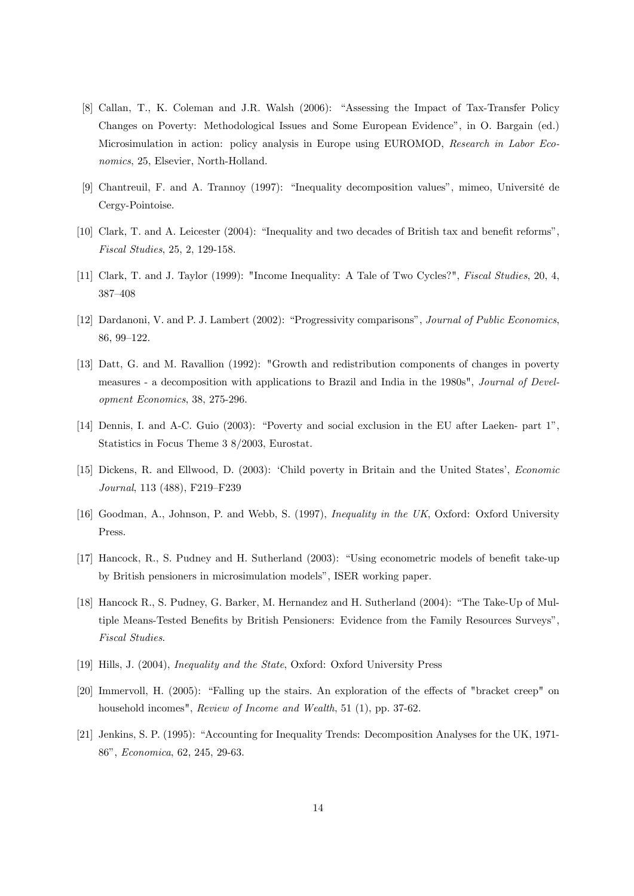[8] Callan, T., K. Coleman and J.R. Walsh (2006): "Assessing the Impact of Tax-Transfer Policy Changes on Poverty: Methodological Issues and Some European Evidence", in O. Bargain (ed.) Microsimulation in action: policy analysis in Europe using EUROMOD, *Research in Labor Economics*, 25, Elsevier, North-Holland.

[9] Chantreuil, F. and A. Trannoy (1997): "Inequality decomposition values", mimeo, Université de Cergy-Pointoise.

[10] Clark, T. and A. Leicester (2004): "Inequality and two decades of British tax and benefit reforms", *Fiscal Studies*, 25, 2, 129-158.

[11] Clark, T. and J. Taylor (1999): "Income Inequality: A Tale of Two Cycles?", *Fiscal Studies*, 20, 4, 387–408

[12] Dardanoni, V. and P. J. Lambert (2002): "Progressivity comparisons", *Journal of Public Economics*, 86, 99–122.

[13] Datt, G. and M. Ravallion (1992): "Growth and redistribution components of changes in poverty measures - a decomposition with applications to Brazil and India in the 1980s", *Journal of Development Economics*, 38, 275-296.

[14] Dennis, I. and A-C. Guio (2003): "Poverty and social exclusion in the EU after Laeken- part 1", Statistics in Focus Theme 3 8/2003, Eurostat.

[15] Dickens, R. and Ellwood, D. (2003): 'Child poverty in Britain and the United States', *Economic Journal*, 113 (488), F219–F239

[16] Goodman, A., Johnson, P. and Webb, S. (1997), *Inequality in the UK*, Oxford: Oxford University Press.

[17] Hancock, R., S. Pudney and H. Sutherland (2003): "Using econometric models of benefit take-up by British pensioners in microsimulation models", ISER working paper.

[18] Hancock R., S. Pudney, G. Barker, M. Hernandez and H. Sutherland (2004): "The Take-Up of Multiple Means-Tested Benefits by British Pensioners: Evidence from the Family Resources Surveys", *Fiscal Studies*.

[19] Hills, J. (2004), *Inequality and the State*, Oxford: Oxford University Press

[20] Immervoll, H. (2005): "Falling up the stairs. An exploration of the effects of "bracket creep" on household incomes", *Review of Income and Wealth*, 51 (1), pp. 37-62.

[21] Jenkins, S. P. (1995): "Accounting for Inequality Trends: Decomposition Analyses for the UK, 1971-86", *Economica*, 62, 245, 29-63.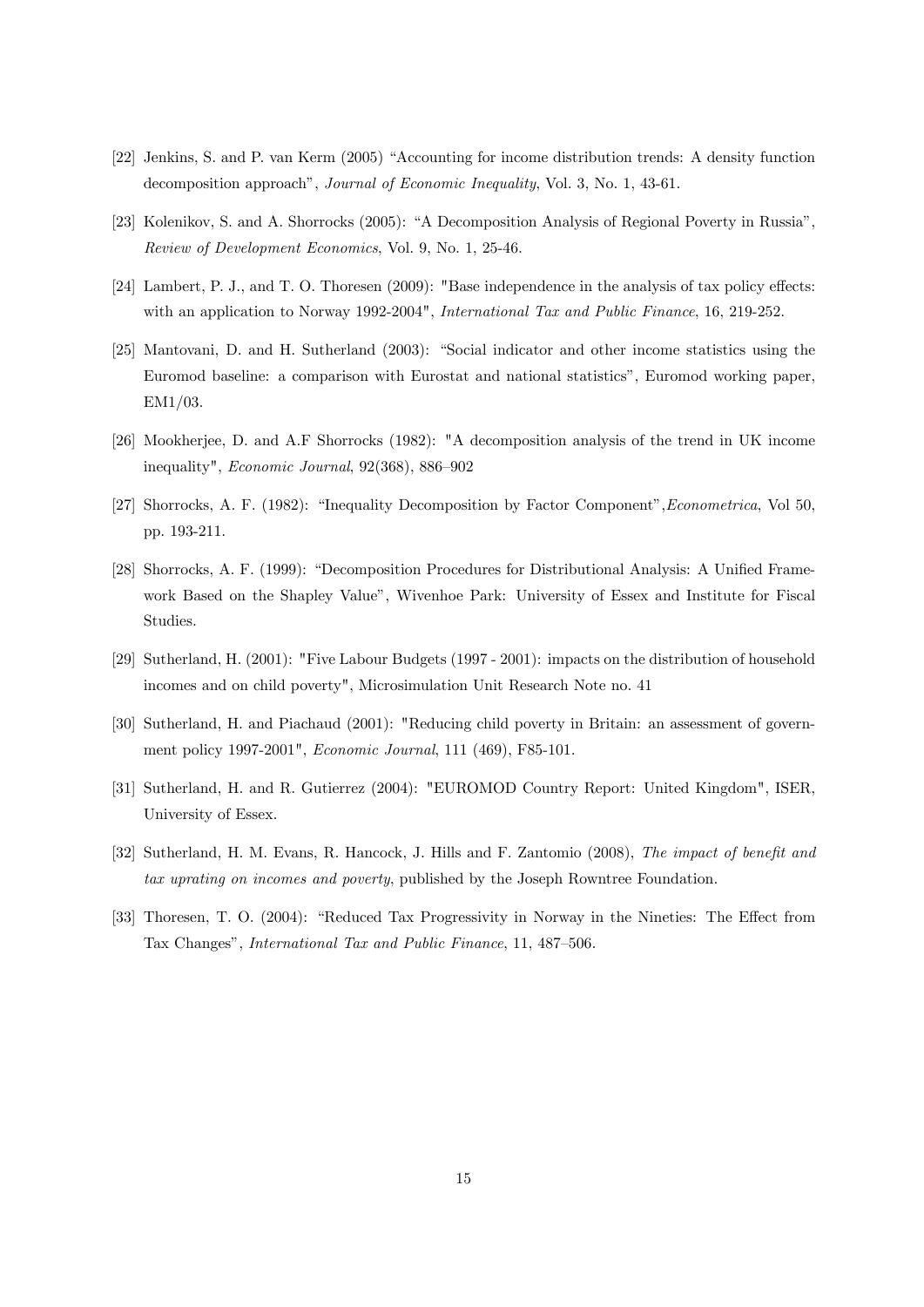[22] Jenkins, S. and P. van Kerm (2005) “Accounting for income distribution trends: A density function decomposition approach”, *Journal of Economic Inequality*, Vol. 3, No. 1, 43-61.

[23] Kolenikov, S. and A. Shorrocks (2005): “A Decomposition Analysis of Regional Poverty in Russia”, *Review of Development Economics*, Vol. 9, No. 1, 25-46.

[24] Lambert, P. J., and T. O. Thoresen (2009): "Base independence in the analysis of tax policy effects: with an application to Norway 1992-2004", *International Tax and Public Finance*, 16, 219-252.

[25] Mantovani, D. and H. Sutherland (2003): “Social indicator and other income statistics using the Euromod baseline: a comparison with Eurostat and national statistics”, Euromod working paper, EM1/03.

[26] Mookherjee, D. and A.F Shorrocks (1982): "A decomposition analysis of the trend in UK income inequality", *Economic Journal*, 92(368), 886–902

[27] Shorrocks, A. F. (1982): “Inequality Decomposition by Factor Component”,*Econometrica*, Vol 50, pp. 193-211.

[28] Shorrocks, A. F. (1999): “Decomposition Procedures for Distributional Analysis: A Unified Framework Based on the Shapley Value”, Wivenhoe Park: University of Essex and Institute for Fiscal Studies.

[29] Sutherland, H. (2001): "Five Labour Budgets (1997 - 2001): impacts on the distribution of household incomes and on child poverty", Microsimulation Unit Research Note no. 41

[30] Sutherland, H. and Piachaud (2001): "Reducing child poverty in Britain: an assessment of government policy 1997-2001", *Economic Journal*, 111 (469), F85-101.

[31] Sutherland, H. and R. Gutierrez (2004): "EUROMOD Country Report: United Kingdom", ISER, University of Essex.

[32] Sutherland, H. M. Evans, R. Hancock, J. Hills and F. Zantomio (2008), *The impact of benefit and tax uprating on incomes and poverty*, published by the Joseph Rowntree Foundation.

[33] Thoresen, T. O. (2004): “Reduced Tax Progressivity in Norway in the Nineties: The Effect from Tax Changes”, *International Tax and Public Finance*, 11, 487–506.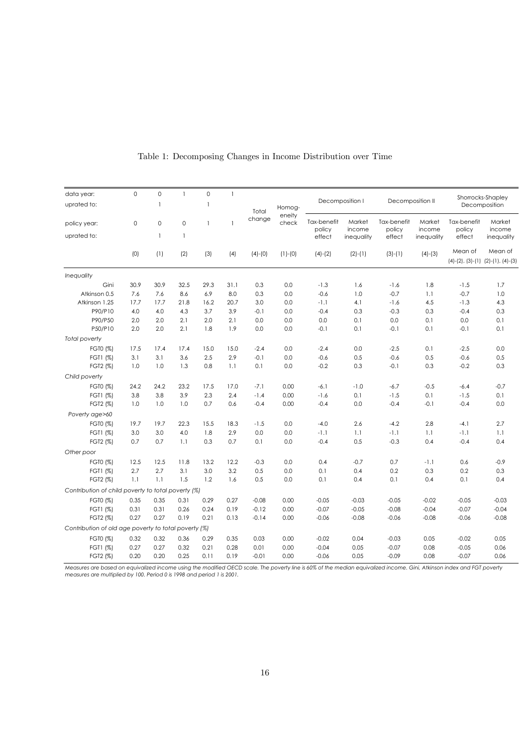Table 1: Decomposing Changes in Income Distribution over Time

| data year: | 0 | 0 | 1 | 0 | 1 | Total change | Homogeneity check | Decomposition I | | Decomposition II | | Shorrocks-Shapley Decomposition | |
|---|---|---|---|---|---|---|---|---|---|---|---|---|---|
| uprated to: | | 1 | | 1 | | | | | | | | | |
| policy year: | 0 | 0 | 0 | 1 | 1 | | | Tax-benefit policy effect | Market income inequality | Tax-benefit policy effect | Market income inequality | Tax-benefit policy effect | Market income inequality |
| uprated to: | | 1 | 1 | | | | | | | | | | |
| | (0) | (1) | (2) | (3) | (4) | (4)-(0) | (1)-(0) | (4)-(2) | (2)-(1) | (3)-(1) | (4)-(3) | Mean of (4)-(2), (3)-(1) | Mean of (2)-(1), (4)-(3) |
| *Inequality* | | | | | | | | | | | | | |
| Gini | 30.9 | 30.9 | 32.5 | 29.3 | 31.1 | 0.3 | 0.0 | -1.3 | 1.6 | -1.6 | 1.8 | -1.5 | 1.7 |
| Atkinson 0.5 | 7.6 | 7.6 | 8.6 | 6.9 | 8.0 | 0.3 | 0.0 | -0.6 | 1.0 | -0.7 | 1.1 | -0.7 | 1.0 |
| Atkinson 1.25 | 17.7 | 17.7 | 21.8 | 16.2 | 20.7 | 3.0 | 0.0 | -1.1 | 4.1 | -1.6 | 4.5 | -1.3 | 4.3 |
| P90/P10 | 4.0 | 4.0 | 4.3 | 3.7 | 3.9 | -0.1 | 0.0 | -0.4 | 0.3 | -0.3 | 0.3 | -0.4 | 0.3 |
| P90/P50 | 2.0 | 2.0 | 2.1 | 2.0 | 2.1 | 0.0 | 0.0 | 0.0 | 0.1 | 0.0 | 0.1 | 0.0 | 0.1 |
| P50/P10 | 2.0 | 2.0 | 2.1 | 1.8 | 1.9 | 0.0 | 0.0 | -0.1 | 0.1 | -0.1 | 0.1 | -0.1 | 0.1 |
| *Total poverty* | | | | | | | | | | | | | |
| FGT0 (%) | 17.5 | 17.4 | 17.4 | 15.0 | 15.0 | -2.4 | 0.0 | -2.4 | 0.0 | -2.5 | 0.1 | -2.5 | 0.0 |
| FGT1 (%) | 3.1 | 3.1 | 3.6 | 2.5 | 2.9 | -0.1 | 0.0 | -0.6 | 0.5 | -0.6 | 0.5 | -0.6 | 0.5 |
| FGT2 (%) | 1.0 | 1.0 | 1.3 | 0.8 | 1.1 | 0.1 | 0.0 | -0.2 | 0.3 | -0.1 | 0.3 | -0.2 | 0.3 |
| *Child poverty* | | | | | | | | | | | | | |
| FGT0 (%) | 24.2 | 24.2 | 23.2 | 17.5 | 17.0 | -7.1 | 0.00 | -6.1 | -1.0 | -6.7 | -0.5 | -6.4 | -0.7 |
| FGT1 (%) | 3.8 | 3.8 | 3.9 | 2.3 | 2.4 | -1.4 | 0.00 | -1.6 | 0.1 | -1.5 | 0.1 | -1.5 | 0.1 |
| FGT2 (%) | 1.0 | 1.0 | 1.0 | 0.7 | 0.6 | -0.4 | 0.00 | -0.4 | 0.0 | -0.4 | -0.1 | -0.4 | 0.0 |
| *Poverty age>60* | | | | | | | | | | | | | |
| FGT0 (%) | 19.7 | 19.7 | 22.3 | 15.5 | 18.3 | -1.5 | 0.0 | -4.0 | 2.6 | -4.2 | 2.8 | -4.1 | 2.7 |
| FGT1 (%) | 3.0 | 3.0 | 4.0 | 1.8 | 2.9 | 0.0 | 0.0 | -1.1 | 1.1 | -1.1 | 1.1 | -1.1 | 1.1 |
| FGT2 (%) | 0.7 | 0.7 | 1.1 | 0.3 | 0.7 | 0.1 | 0.0 | -0.4 | 0.5 | -0.3 | 0.4 | -0.4 | 0.4 |
| *Other poor* | | | | | | | | | | | | | |
| FGT0 (%) | 12.5 | 12.5 | 11.8 | 13.2 | 12.2 | -0.3 | 0.0 | 0.4 | -0.7 | 0.7 | -1.1 | 0.6 | -0.9 |
| FGT1 (%) | 2.7 | 2.7 | 3.1 | 3.0 | 3.2 | 0.5 | 0.0 | 0.1 | 0.4 | 0.2 | 0.3 | 0.2 | 0.3 |
| FGT2 (%) | 1.1 | 1.1 | 1.5 | 1.2 | 1.6 | 0.5 | 0.0 | 0.1 | 0.4 | 0.1 | 0.4 | 0.1 | 0.4 |
| *Contribution of child poverty to total poverty (%)* | | | | | | | | | | | | | |
| FGT0 (%) | 0.35 | 0.35 | 0.31 | 0.29 | 0.27 | -0.08 | 0.00 | -0.05 | -0.03 | -0.05 | -0.02 | -0.05 | -0.03 |
| FGT1 (%) | 0.31 | 0.31 | 0.26 | 0.24 | 0.19 | -0.12 | 0.00 | -0.07 | -0.05 | -0.08 | -0.04 | -0.07 | -0.04 |
| FGT2 (%) | 0.27 | 0.27 | 0.19 | 0.21 | 0.13 | -0.14 | 0.00 | -0.06 | -0.08 | -0.06 | -0.08 | -0.06 | -0.08 |
| *Contribution of old age poverty to total poverty (%)* | | | | | | | | | | | | | |
| FGT0 (%) | 0.32 | 0.32 | 0.36 | 0.29 | 0.35 | 0.03 | 0.00 | -0.02 | 0.04 | -0.03 | 0.05 | -0.02 | 0.05 |
| FGT1 (%) | 0.27 | 0.27 | 0.32 | 0.21 | 0.28 | 0.01 | 0.00 | -0.04 | 0.05 | -0.07 | 0.08 | -0.05 | 0.06 |
| FGT2 (%) | 0.20 | 0.20 | 0.25 | 0.11 | 0.19 | -0.01 | 0.00 | -0.06 | 0.05 | -0.09 | 0.08 | -0.07 | 0.06 |

*Measures are based on equivalized income using the modified OECD scale. The poverty line is 60% of the median equivalized income. Gini, Atkinson index and FGT poverty measures are multiplied by 100. Period 0 is 1998 and period 1 is 2001.*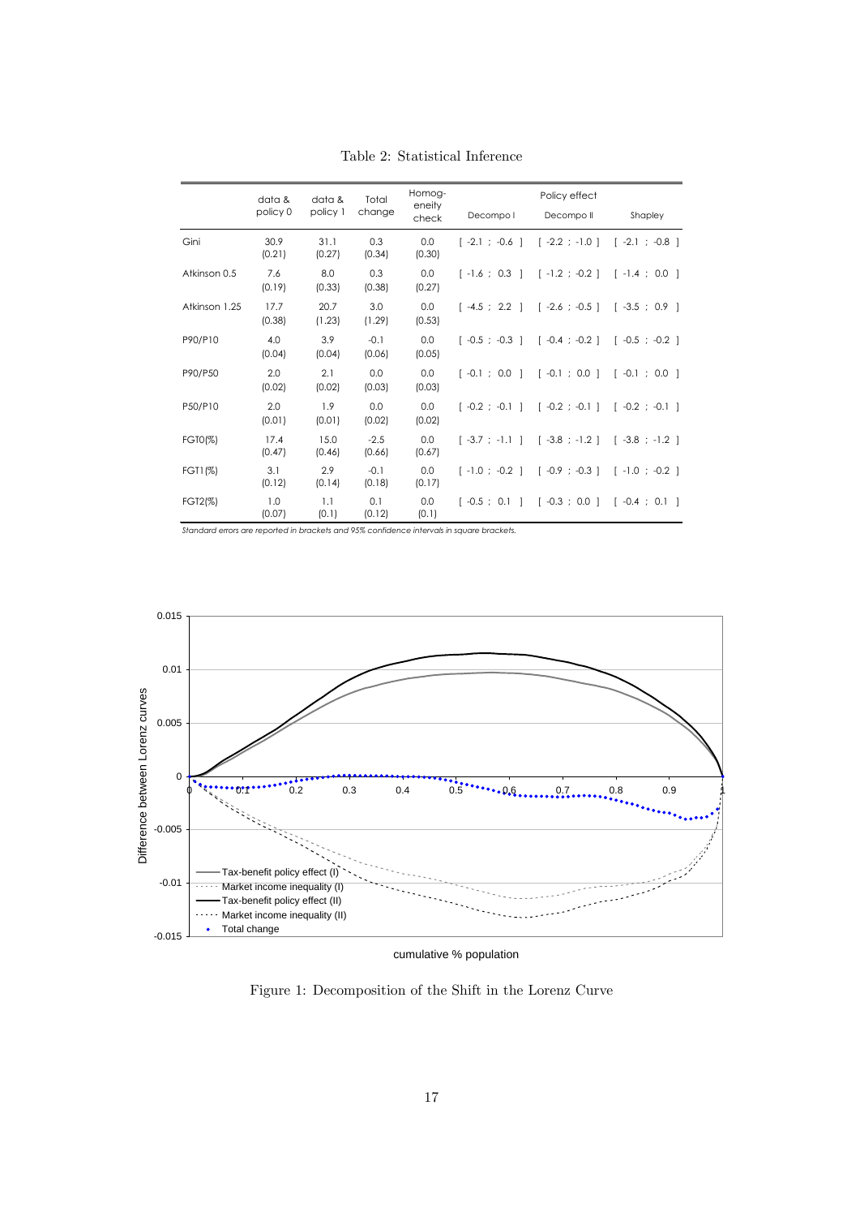Table 2: Statistical Inference

| | data & policy 0 | data & policy 1 | Total change | Homogeneity check | Policy effect Decompo I | Decompo II | Shapley |
|---|---|---|---|---|---|---|---|
| Gini | 30.9 (0.21) | 31.1 (0.27) | 0.3 (0.34) | 0.0 (0.30) | [ -2.1 ; -0.6 ] | [ -2.2 ; -1.0 ] | [ -2.1 ; -0.8 ] |
| Atkinson 0.5 | 7.6 (0.19) | 8.0 (0.33) | 0.3 (0.38) | 0.0 (0.27) | [ -1.6 ; 0.3 ] | [ -1.2 ; -0.2 ] | [ -1.4 ; 0.0 ] |
| Atkinson 1.25 | 17.7 (0.38) | 20.7 (1.23) | 3.0 (1.29) | 0.0 (0.53) | [ -4.5 ; 2.2 ] | [ -2.6 ; -0.5 ] | [ -3.5 ; 0.9 ] |
| P90/P10 | 4.0 (0.04) | 3.9 (0.04) | -0.1 (0.06) | 0.0 (0.05) | [ -0.5 ; -0.3 ] | [ -0.4 ; -0.2 ] | [ -0.5 ; -0.2 ] |
| P90/P50 | 2.0 (0.02) | 2.1 (0.02) | 0.0 (0.03) | 0.0 (0.03) | [ -0.1 ; 0.0 ] | [ -0.1 ; 0.0 ] | [ -0.1 ; 0.0 ] |
| P50/P10 | 2.0 (0.01) | 1.9 (0.01) | 0.0 (0.02) | 0.0 (0.02) | [ -0.2 ; -0.1 ] | [ -0.2 ; -0.1 ] | [ -0.2 ; -0.1 ] |
| FGT0(%) | 17.4 (0.47) | 15.0 (0.46) | -2.5 (0.66) | 0.0 (0.67) | [ -3.7 ; -1.1 ] | [ -3.8 ; -1.2 ] | [ -3.8 ; -1.2 ] |
| FGT1(%) | 3.1 (0.12) | 2.9 (0.14) | -0.1 (0.18) | 0.0 (0.17) | [ -1.0 ; -0.2 ] | [ -0.9 ; -0.3 ] | [ -1.0 ; -0.2 ] |
| FGT2(%) | 1.0 (0.07) | 1.1 (0.1) | 0.1 (0.12) | 0.0 (0.1) | [ -0.5 ; 0.1 ] | [ -0.3 ; 0.0 ] | [ -0.4 ; 0.1 ] |

*Standard errors are reported in brackets and 95% confidence intervals in square brackets.*

Figure 1: Decomposition of the Shift in the Lorenz Curve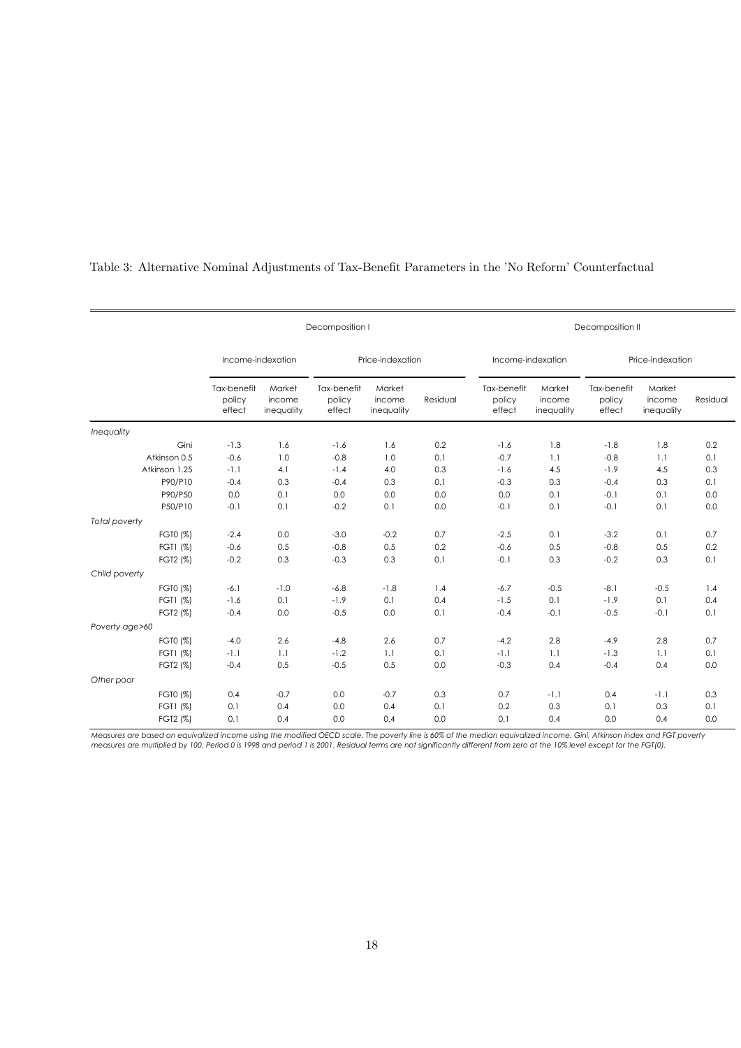Table 3: Alternative Nominal Adjustments of Tax-Benefit Parameters in the 'No Reform' Counterfactual

| | Decomposition I | | | | | Decomposition II | | | | |
|---|---|---|---|---|---|---|---|---|---|---|
| | Income-indexation | | Price-indexation | | | Income-indexation | | Price-indexation | | |
| | Tax-benefit policy effect | Market income inequality | Tax-benefit policy effect | Market income inequality | Residual | Tax-benefit policy effect | Market income inequality | Tax-benefit policy effect | Market income inequality | Residual |
| *Inequality* | | | | | | | | | | |
| Gini | -1.3 | 1.6 | -1.6 | 1.6 | 0.2 | -1.6 | 1.8 | -1.8 | 1.8 | 0.2 |
| Atkinson 0.5 | -0.6 | 1.0 | -0.8 | 1.0 | 0.1 | -0.7 | 1.1 | -0.8 | 1.1 | 0.1 |
| Atkinson 1.25 | -1.1 | 4.1 | -1.4 | 4.0 | 0.3 | -1.6 | 4.5 | -1.9 | 4.5 | 0.3 |
| P90/P10 | -0.4 | 0.3 | -0.4 | 0.3 | 0.1 | -0.3 | 0.3 | -0.4 | 0.3 | 0.1 |
| P90/P50 | 0.0 | 0.1 | 0.0 | 0.0 | 0.0 | 0.0 | 0.1 | -0.1 | 0.1 | 0.0 |
| P50/P10 | -0.1 | 0.1 | -0.2 | 0.1 | 0.0 | -0.1 | 0.1 | -0.1 | 0.1 | 0.0 |
| *Total poverty* | | | | | | | | | | |
| FGT0 (%) | -2.4 | 0.0 | -3.0 | -0.2 | 0.7 | -2.5 | 0.1 | -3.2 | 0.1 | 0.7 |
| FGT1 (%) | -0.6 | 0.5 | -0.8 | 0.5 | 0.2 | -0.6 | 0.5 | -0.8 | 0.5 | 0.2 |
| FGT2 (%) | -0.2 | 0.3 | -0.3 | 0.3 | 0.1 | -0.1 | 0.3 | -0.2 | 0.3 | 0.1 |
| *Child poverty* | | | | | | | | | | |
| FGT0 (%) | -6.1 | -1.0 | -6.8 | -1.8 | 1.4 | -6.7 | -0.5 | -8.1 | -0.5 | 1.4 |
| FGT1 (%) | -1.6 | 0.1 | -1.9 | 0.1 | 0.4 | -1.5 | 0.1 | -1.9 | 0.1 | 0.4 |
| FGT2 (%) | -0.4 | 0.0 | -0.5 | 0.0 | 0.1 | -0.4 | -0.1 | -0.5 | -0.1 | 0.1 |
| *Poverty age>60* | | | | | | | | | | |
| FGT0 (%) | -4.0 | 2.6 | -4.8 | 2.6 | 0.7 | -4.2 | 2.8 | -4.9 | 2.8 | 0.7 |
| FGT1 (%) | -1.1 | 1.1 | -1.2 | 1.1 | 0.1 | -1.1 | 1.1 | -1.3 | 1.1 | 0.1 |
| FGT2 (%) | -0.4 | 0.5 | -0.5 | 0.5 | 0.0 | -0.3 | 0.4 | -0.4 | 0.4 | 0.0 |
| *Other poor* | | | | | | | | | | |
| FGT0 (%) | 0.4 | -0.7 | 0.0 | -0.7 | 0.3 | 0.7 | -1.1 | 0.4 | -1.1 | 0.3 |
| FGT1 (%) | 0.1 | 0.4 | 0.0 | 0.4 | 0.1 | 0.2 | 0.3 | 0.1 | 0.3 | 0.1 |
| FGT2 (%) | 0.1 | 0.4 | 0.0 | 0.4 | 0.0 | 0.1 | 0.4 | 0.0 | 0.4 | 0.0 |

*Measures are based on equivalized income using the modified OECD scale. The poverty line is 60% of the median equivalized income. Gini, Atkinson index and FGT poverty measures are multiplied by 100. Period 0 is 1998 and period 1 is 2001. Residual terms are not significantly different from zero at the 10% level except for the FGT(0).*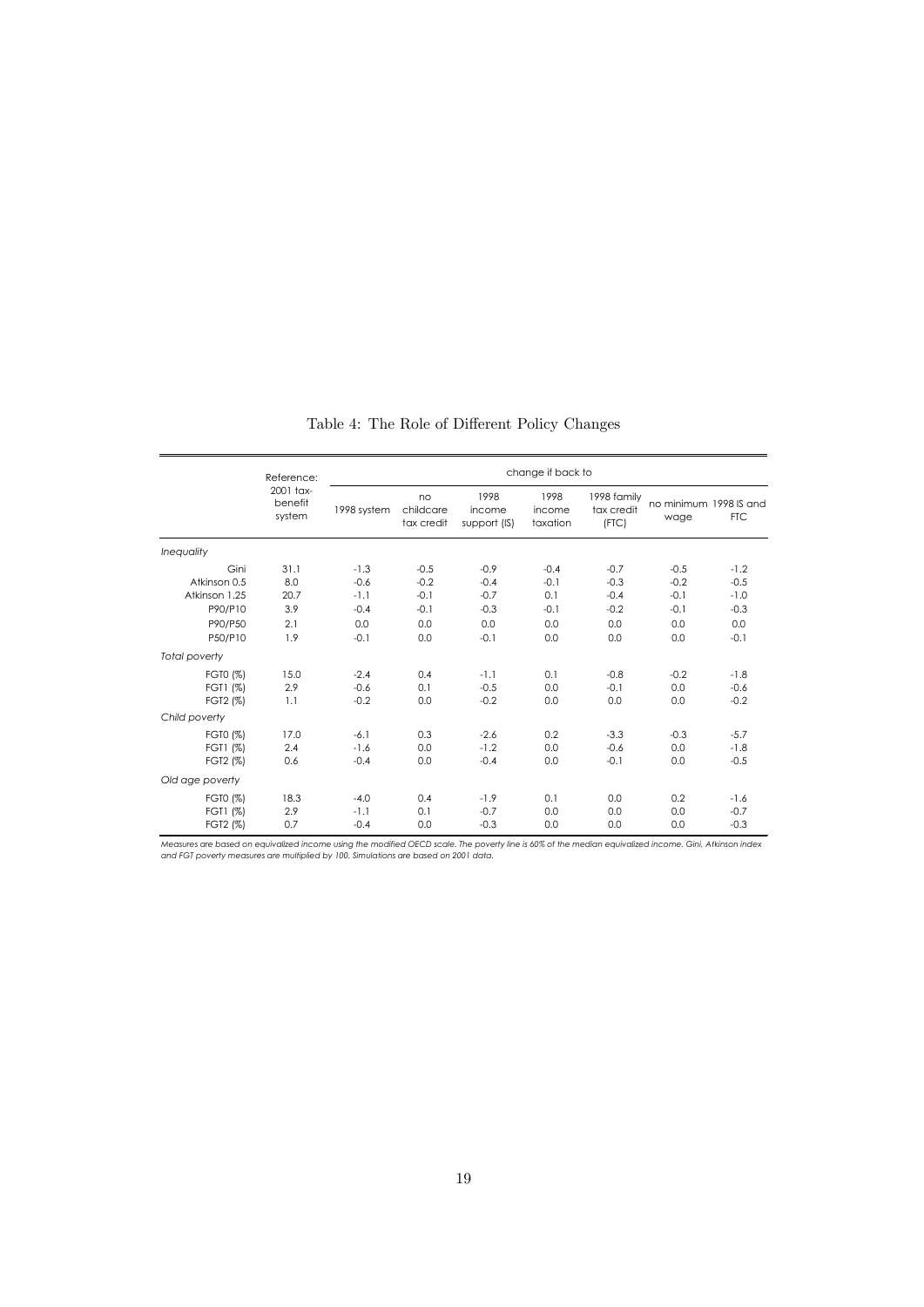Table 4: The Role of Different Policy Changes

| | Reference: 2001 tax-benefit system | change if back to | | | | | | |
|---|---|---|---|---|---|---|---|---|
| | | 1998 system | no childcare tax credit | 1998 income support (IS) | 1998 income taxation | 1998 family tax credit (FTC) | no minimum wage | 1998 IS and FTC |
| *Inequality* | | | | | | | | |
| Gini | 31.1 | -1.3 | -0.5 | -0.9 | -0.4 | -0.7 | -0.5 | -1.2 |
| Atkinson 0.5 | 8.0 | -0.6 | -0.2 | -0.4 | -0.1 | -0.3 | -0.2 | -0.5 |
| Atkinson 1.25 | 20.7 | -1.1 | -0.1 | -0.7 | 0.1 | -0.4 | -0.1 | -1.0 |
| P90/P10 | 3.9 | -0.4 | -0.1 | -0.3 | -0.1 | -0.2 | -0.1 | -0.3 |
| P90/P50 | 2.1 | 0.0 | 0.0 | 0.0 | 0.0 | 0.0 | 0.0 | 0.0 |
| P50/P10 | 1.9 | -0.1 | 0.0 | -0.1 | 0.0 | 0.0 | 0.0 | -0.1 |
| *Total poverty* | | | | | | | | |
| FGT0 (%) | 15.0 | -2.4 | 0.4 | -1.1 | 0.1 | -0.8 | -0.2 | -1.8 |
| FGT1 (%) | 2.9 | -0.6 | 0.1 | -0.5 | 0.0 | -0.1 | 0.0 | -0.6 |
| FGT2 (%) | 1.1 | -0.2 | 0.0 | -0.2 | 0.0 | 0.0 | 0.0 | -0.2 |
| *Child poverty* | | | | | | | | |
| FGT0 (%) | 17.0 | -6.1 | 0.3 | -2.6 | 0.2 | -3.3 | -0.3 | -5.7 |
| FGT1 (%) | 2.4 | -1.6 | 0.0 | -1.2 | 0.0 | -0.6 | 0.0 | -1.8 |
| FGT2 (%) | 0.6 | -0.4 | 0.0 | -0.4 | 0.0 | -0.1 | 0.0 | -0.5 |
| *Old age poverty* | | | | | | | | |
| FGT0 (%) | 18.3 | -4.0 | 0.4 | -1.9 | 0.1 | 0.0 | 0.2 | -1.6 |
| FGT1 (%) | 2.9 | -1.1 | 0.1 | -0.7 | 0.0 | 0.0 | 0.0 | -0.7 |
| FGT2 (%) | 0.7 | -0.4 | 0.0 | -0.3 | 0.0 | 0.0 | 0.0 | -0.3 |

*Measures are based on equivalized income using the modified OECD scale. The poverty line is 60% of the median equivalized income. Gini, Atkinson index and FGT poverty measures are multiplied by 100. Simulations are based on 2001 data.*